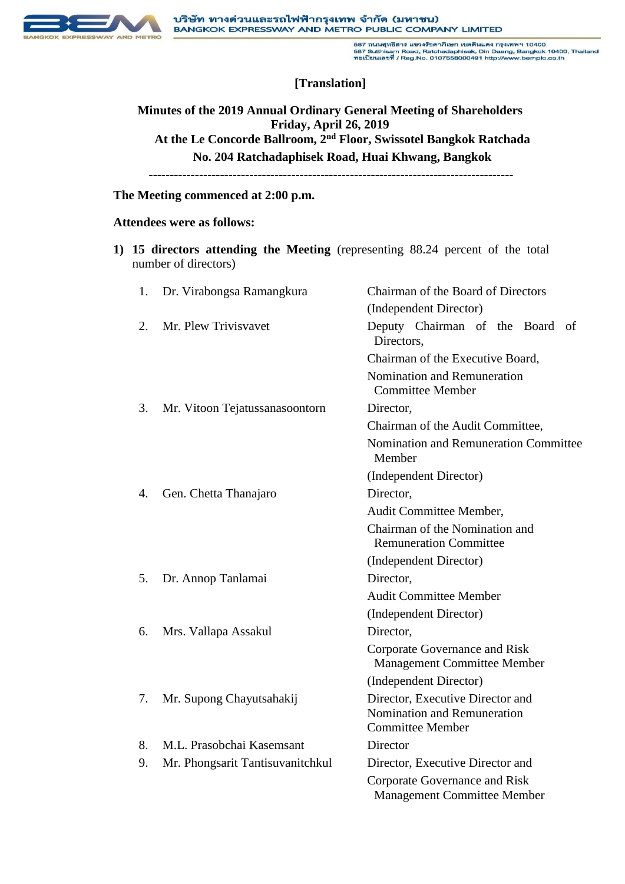[Translation]

**Minutes of the 2019 Annual Ordinary General Meeting of Shareholders**
**Friday, April 26, 2019**
**At the Le Concorde Ballroom, 2nd Floor, Swissotel Bangkok Ratchada**
**No. 204 Ratchadaphisek Road, Huai Khwang, Bangkok**

---

**The Meeting commenced at 2:00 p.m.**

**Attendees were as follows:**

**1) 15 directors attending the Meeting** (representing 88.24 percent of the total number of directors)

| | | |
|---|---|---|
| 1. | Dr. Virabongsa Ramangkura | Chairman of the Board of Directors (Independent Director) |
| 2. | Mr. Plew Trivisvavet | Deputy Chairman of the Board of Directors, Chairman of the Executive Board, Nomination and Remuneration Committee Member |
| 3. | Mr. Vitoon Tejatussanasoontorn | Director, Chairman of the Audit Committee, Nomination and Remuneration Committee Member (Independent Director) |
| 4. | Gen. Chetta Thanajaro | Director, Audit Committee Member, Chairman of the Nomination and Remuneration Committee (Independent Director) |
| 5. | Dr. Annop Tanlamai | Director, Audit Committee Member (Independent Director) |
| 6. | Mrs. Vallapa Assakul | Director, Corporate Governance and Risk Management Committee Member (Independent Director) |
| 7. | Mr. Supong Chayutsahakij | Director, Executive Director and Nomination and Remuneration Committee Member |
| 8. | M.L. Prasobchai Kasemsant | Director |
| 9. | Mr. Phongsarit Tantisuvanitchkul | Director, Executive Director and Corporate Governance and Risk Management Committee Member |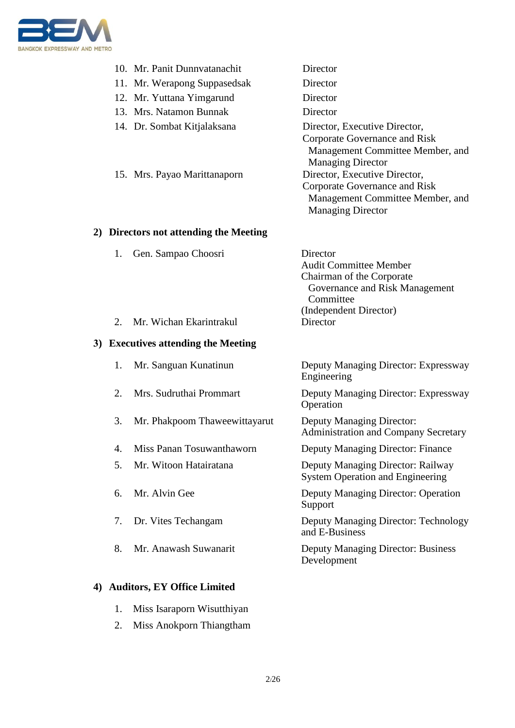10. Mr. Panit Dunnvatanachit — Director
11. Mr. Werapong Suppasedsak — Director
12. Mr. Yuttana Yimgarund — Director
13. Mrs. Natamon Bunnak — Director
14. Dr. Sombat Kitjalaksana — Director, Executive Director, Corporate Governance and Risk Management Committee Member, and Managing Director
15. Mrs. Payao Marittanaporn — Director, Executive Director, Corporate Governance and Risk Management Committee Member, and Managing Director

**2) Directors not attending the Meeting**

1. Gen. Sampao Choosri — Director, Audit Committee Member, Chairman of the Corporate Governance and Risk Management Committee (Independent Director)
2. Mr. Wichan Ekarintrakul — Director

**3) Executives attending the Meeting**

1. Mr. Sanguan Kunatinun — Deputy Managing Director: Expressway Engineering
2. Mrs. Sudruthai Prommart — Deputy Managing Director: Expressway Operation
3. Mr. Phakpoom Thaweewittayarut — Deputy Managing Director: Administration and Company Secretary
4. Miss Panan Tosuwanthaworn — Deputy Managing Director: Finance
5. Mr. Witoon Hatairatana — Deputy Managing Director: Railway System Operation and Engineering
6. Mr. Alvin Gee — Deputy Managing Director: Operation Support
7. Dr. Vites Techangam — Deputy Managing Director: Technology and E-Business
8. Mr. Anawash Suwanarit — Deputy Managing Director: Business Development

**4) Auditors, EY Office Limited**

1. Miss Isaraporn Wisutthiyan
2. Miss Anokporn Thiangtham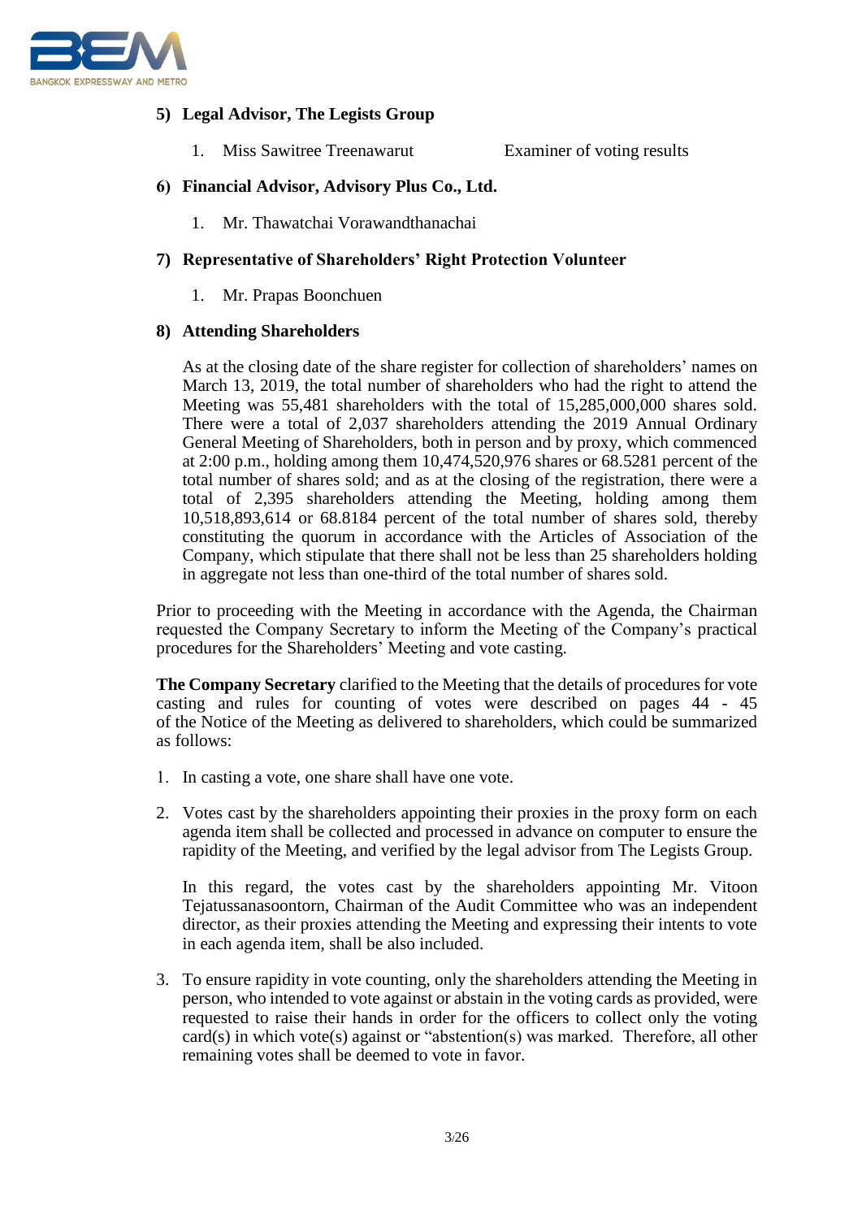**5) Legal Advisor, The Legists Group**

1. Miss Sawitree Treenawarut Examiner of voting results

**6) Financial Advisor, Advisory Plus Co., Ltd.**

1. Mr. Thawatchai Vorawandthanachai

**7) Representative of Shareholders' Right Protection Volunteer**

1. Mr. Prapas Boonchuen

**8) Attending Shareholders**

As at the closing date of the share register for collection of shareholders' names on March 13, 2019, the total number of shareholders who had the right to attend the Meeting was 55,481 shareholders with the total of 15,285,000,000 shares sold. There were a total of 2,037 shareholders attending the 2019 Annual Ordinary General Meeting of Shareholders, both in person and by proxy, which commenced at 2:00 p.m., holding among them 10,474,520,976 shares or 68.5281 percent of the total number of shares sold; and as at the closing of the registration, there were a total of 2,395 shareholders attending the Meeting, holding among them 10,518,893,614 or 68.8184 percent of the total number of shares sold, thereby constituting the quorum in accordance with the Articles of Association of the Company, which stipulate that there shall not be less than 25 shareholders holding in aggregate not less than one-third of the total number of shares sold.

Prior to proceeding with the Meeting in accordance with the Agenda, the Chairman requested the Company Secretary to inform the Meeting of the Company's practical procedures for the Shareholders' Meeting and vote casting.

**The Company Secretary** clarified to the Meeting that the details of procedures for vote casting and rules for counting of votes were described on pages 44 - 45 of the Notice of the Meeting as delivered to shareholders, which could be summarized as follows:

1. In casting a vote, one share shall have one vote.

2. Votes cast by the shareholders appointing their proxies in the proxy form on each agenda item shall be collected and processed in advance on computer to ensure the rapidity of the Meeting, and verified by the legal advisor from The Legists Group.

   In this regard, the votes cast by the shareholders appointing Mr. Vitoon Tejatussanasoontorn, Chairman of the Audit Committee who was an independent director, as their proxies attending the Meeting and expressing their intents to vote in each agenda item, shall be also included.

3. To ensure rapidity in vote counting, only the shareholders attending the Meeting in person, who intended to vote against or abstain in the voting cards as provided, were requested to raise their hands in order for the officers to collect only the voting card(s) in which vote(s) against or "abstention(s) was marked. Therefore, all other remaining votes shall be deemed to vote in favor.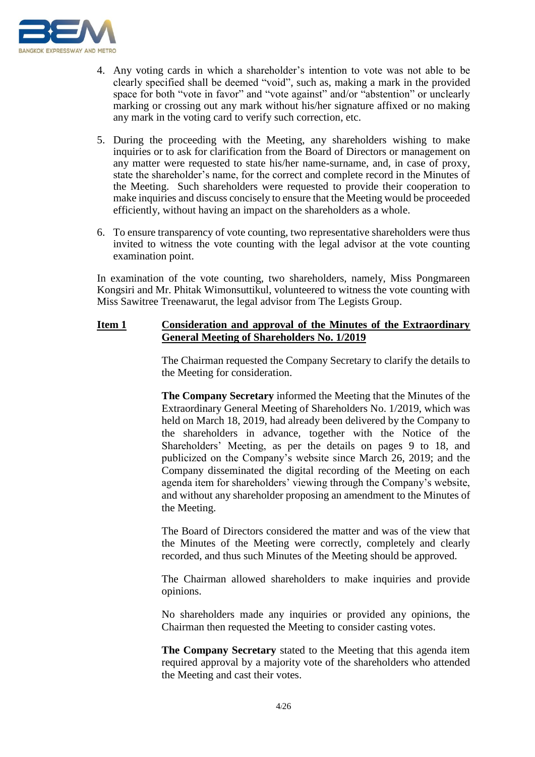4. Any voting cards in which a shareholder's intention to vote was not able to be clearly specified shall be deemed "void", such as, making a mark in the provided space for both "vote in favor" and "vote against" and/or "abstention" or unclearly marking or crossing out any mark without his/her signature affixed or no making any mark in the voting card to verify such correction, etc.

5. During the proceeding with the Meeting, any shareholders wishing to make inquiries or to ask for clarification from the Board of Directors or management on any matter were requested to state his/her name-surname, and, in case of proxy, state the shareholder's name, for the correct and complete record in the Minutes of the Meeting. Such shareholders were requested to provide their cooperation to make inquiries and discuss concisely to ensure that the Meeting would be proceeded efficiently, without having an impact on the shareholders as a whole.

6. To ensure transparency of vote counting, two representative shareholders were thus invited to witness the vote counting with the legal advisor at the vote counting examination point.

In examination of the vote counting, two shareholders, namely, Miss Pongmareen Kongsiri and Mr. Phitak Wimonsuttikul, volunteered to witness the vote counting with Miss Sawitree Treenawarut, the legal advisor from The Legists Group.

**Item 1** **Consideration and approval of the Minutes of the Extraordinary General Meeting of Shareholders No. 1/2019**

The Chairman requested the Company Secretary to clarify the details to the Meeting for consideration.

**The Company Secretary** informed the Meeting that the Minutes of the Extraordinary General Meeting of Shareholders No. 1/2019, which was held on March 18, 2019, had already been delivered by the Company to the shareholders in advance, together with the Notice of the Shareholders' Meeting, as per the details on pages 9 to 18, and publicized on the Company's website since March 26, 2019; and the Company disseminated the digital recording of the Meeting on each agenda item for shareholders' viewing through the Company's website, and without any shareholder proposing an amendment to the Minutes of the Meeting.

The Board of Directors considered the matter and was of the view that the Minutes of the Meeting were correctly, completely and clearly recorded, and thus such Minutes of the Meeting should be approved.

The Chairman allowed shareholders to make inquiries and provide opinions.

No shareholders made any inquiries or provided any opinions, the Chairman then requested the Meeting to consider casting votes.

**The Company Secretary** stated to the Meeting that this agenda item required approval by a majority vote of the shareholders who attended the Meeting and cast their votes.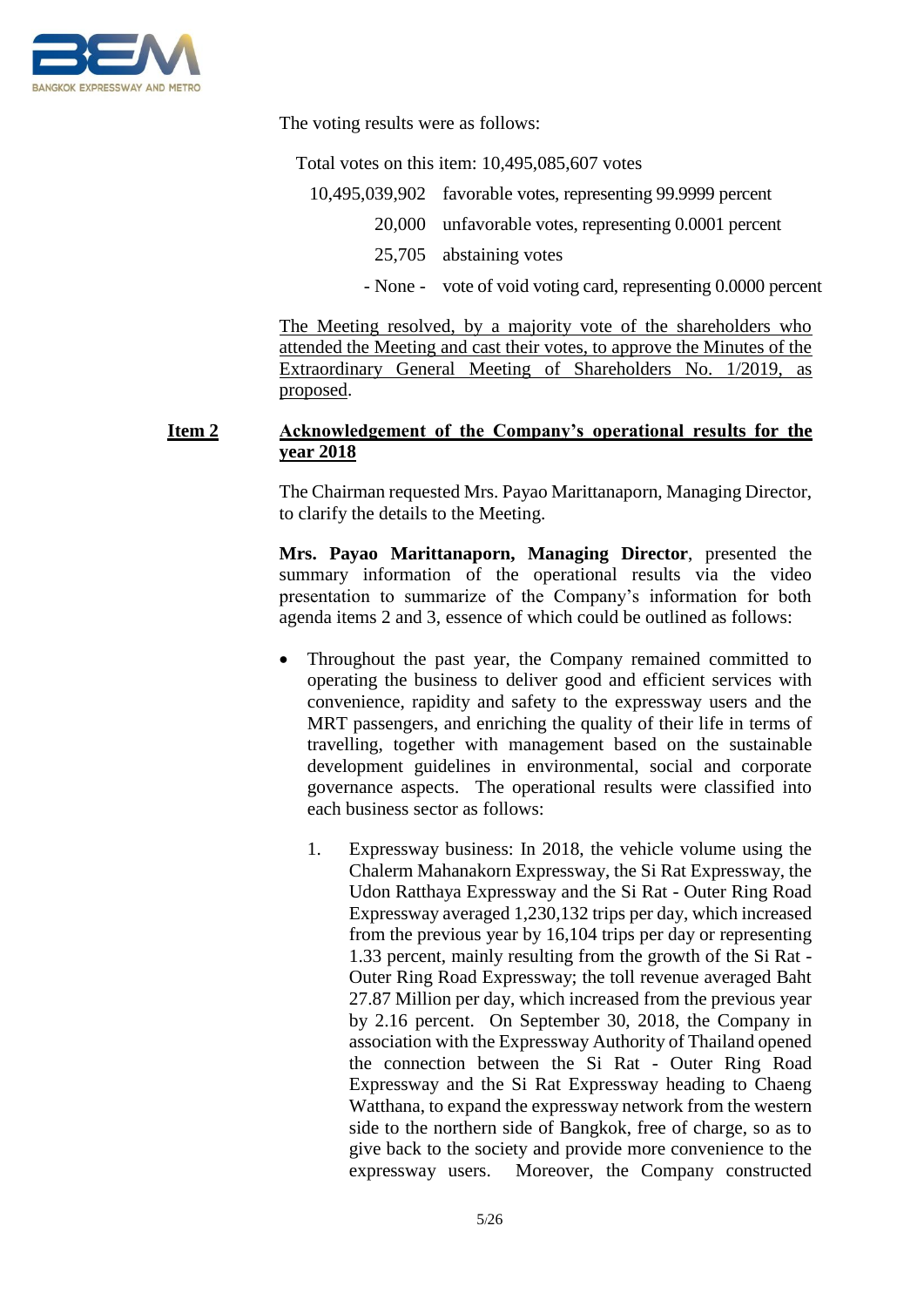The voting results were as follows:

Total votes on this item: 10,495,085,607 votes

| | |
|---|---|
| 10,495,039,902 | favorable votes, representing 99.9999 percent |
| 20,000 | unfavorable votes, representing 0.0001 percent |
| 25,705 | abstaining votes |
| - None - | vote of void voting card, representing 0.0000 percent |

The Meeting resolved, by a majority vote of the shareholders who attended the Meeting and cast their votes, to approve the Minutes of the Extraordinary General Meeting of Shareholders No. 1/2019, as proposed.

**Item 2 Acknowledgement of the Company's operational results for the year 2018**

The Chairman requested Mrs. Payao Marittanaporn, Managing Director, to clarify the details to the Meeting.

**Mrs. Payao Marittanaporn, Managing Director**, presented the summary information of the operational results via the video presentation to summarize of the Company's information for both agenda items 2 and 3, essence of which could be outlined as follows:

- Throughout the past year, the Company remained committed to operating the business to deliver good and efficient services with convenience, rapidity and safety to the expressway users and the MRT passengers, and enriching the quality of their life in terms of travelling, together with management based on the sustainable development guidelines in environmental, social and corporate governance aspects. The operational results were classified into each business sector as follows:

  1. Expressway business: In 2018, the vehicle volume using the Chalerm Mahanakorn Expressway, the Si Rat Expressway, the Udon Ratthaya Expressway and the Si Rat - Outer Ring Road Expressway averaged 1,230,132 trips per day, which increased from the previous year by 16,104 trips per day or representing 1.33 percent, mainly resulting from the growth of the Si Rat - Outer Ring Road Expressway; the toll revenue averaged Baht 27.87 Million per day, which increased from the previous year by 2.16 percent. On September 30, 2018, the Company in association with the Expressway Authority of Thailand opened the connection between the Si Rat - Outer Ring Road Expressway and the Si Rat Expressway heading to Chaeng Watthana, to expand the expressway network from the western side to the northern side of Bangkok, free of charge, so as to give back to the society and provide more convenience to the expressway users. Moreover, the Company constructed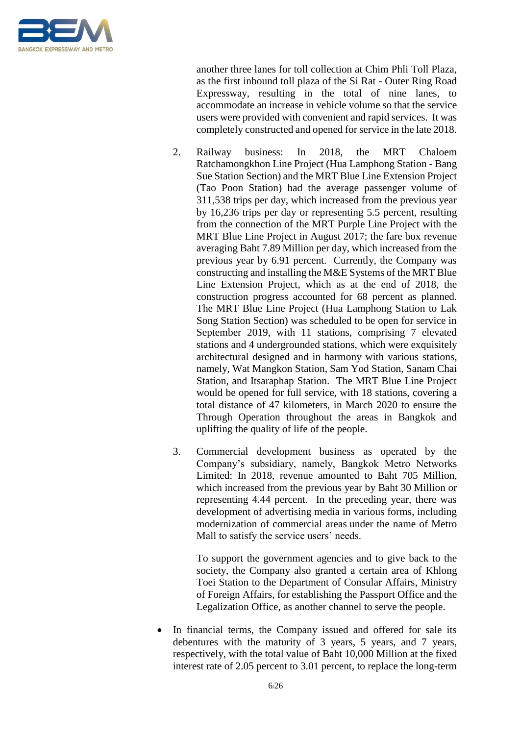another three lanes for toll collection at Chim Phli Toll Plaza, as the first inbound toll plaza of the Si Rat - Outer Ring Road Expressway, resulting in the total of nine lanes, to accommodate an increase in vehicle volume so that the service users were provided with convenient and rapid services. It was completely constructed and opened for service in the late 2018.

2. Railway business: In 2018, the MRT Chaloem Ratchamongkhon Line Project (Hua Lamphong Station - Bang Sue Station Section) and the MRT Blue Line Extension Project (Tao Poon Station) had the average passenger volume of 311,538 trips per day, which increased from the previous year by 16,236 trips per day or representing 5.5 percent, resulting from the connection of the MRT Purple Line Project with the MRT Blue Line Project in August 2017; the fare box revenue averaging Baht 7.89 Million per day, which increased from the previous year by 6.91 percent. Currently, the Company was constructing and installing the M&E Systems of the MRT Blue Line Extension Project, which as at the end of 2018, the construction progress accounted for 68 percent as planned. The MRT Blue Line Project (Hua Lamphong Station to Lak Song Station Section) was scheduled to be open for service in September 2019, with 11 stations, comprising 7 elevated stations and 4 undergrounded stations, which were exquisitely architectural designed and in harmony with various stations, namely, Wat Mangkon Station, Sam Yod Station, Sanam Chai Station, and Itsaraphap Station. The MRT Blue Line Project would be opened for full service, with 18 stations, covering a total distance of 47 kilometers, in March 2020 to ensure the Through Operation throughout the areas in Bangkok and uplifting the quality of life of the people.

3. Commercial development business as operated by the Company's subsidiary, namely, Bangkok Metro Networks Limited: In 2018, revenue amounted to Baht 705 Million, which increased from the previous year by Baht 30 Million or representing 4.44 percent. In the preceding year, there was development of advertising media in various forms, including modernization of commercial areas under the name of Metro Mall to satisfy the service users' needs.

   To support the government agencies and to give back to the society, the Company also granted a certain area of Khlong Toei Station to the Department of Consular Affairs, Ministry of Foreign Affairs, for establishing the Passport Office and the Legalization Office, as another channel to serve the people.

- In financial terms, the Company issued and offered for sale its debentures with the maturity of 3 years, 5 years, and 7 years, respectively, with the total value of Baht 10,000 Million at the fixed interest rate of 2.05 percent to 3.01 percent, to replace the long-term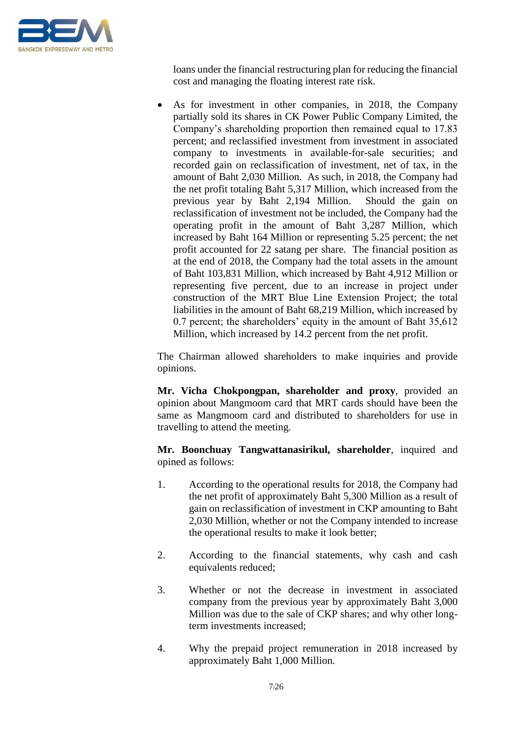loans under the financial restructuring plan for reducing the financial cost and managing the floating interest rate risk.

- As for investment in other companies, in 2018, the Company partially sold its shares in CK Power Public Company Limited, the Company's shareholding proportion then remained equal to 17.83 percent; and reclassified investment from investment in associated company to investments in available-for-sale securities; and recorded gain on reclassification of investment, net of tax, in the amount of Baht 2,030 Million. As such, in 2018, the Company had the net profit totaling Baht 5,317 Million, which increased from the previous year by Baht 2,194 Million. Should the gain on reclassification of investment not be included, the Company had the operating profit in the amount of Baht 3,287 Million, which increased by Baht 164 Million or representing 5.25 percent; the net profit accounted for 22 satang per share. The financial position as at the end of 2018, the Company had the total assets in the amount of Baht 103,831 Million, which increased by Baht 4,912 Million or representing five percent, due to an increase in project under construction of the MRT Blue Line Extension Project; the total liabilities in the amount of Baht 68,219 Million, which increased by 0.7 percent; the shareholders' equity in the amount of Baht 35,612 Million, which increased by 14.2 percent from the net profit.

The Chairman allowed shareholders to make inquiries and provide opinions.

**Mr. Vicha Chokpongpan, shareholder and proxy**, provided an opinion about Mangmoom card that MRT cards should have been the same as Mangmoom card and distributed to shareholders for use in travelling to attend the meeting.

**Mr. Boonchuay Tangwattanasirikul, shareholder**, inquired and opined as follows:

1. According to the operational results for 2018, the Company had the net profit of approximately Baht 5,300 Million as a result of gain on reclassification of investment in CKP amounting to Baht 2,030 Million, whether or not the Company intended to increase the operational results to make it look better;

2. According to the financial statements, why cash and cash equivalents reduced;

3. Whether or not the decrease in investment in associated company from the previous year by approximately Baht 3,000 Million was due to the sale of CKP shares; and why other long-term investments increased;

4. Why the prepaid project remuneration in 2018 increased by approximately Baht 1,000 Million.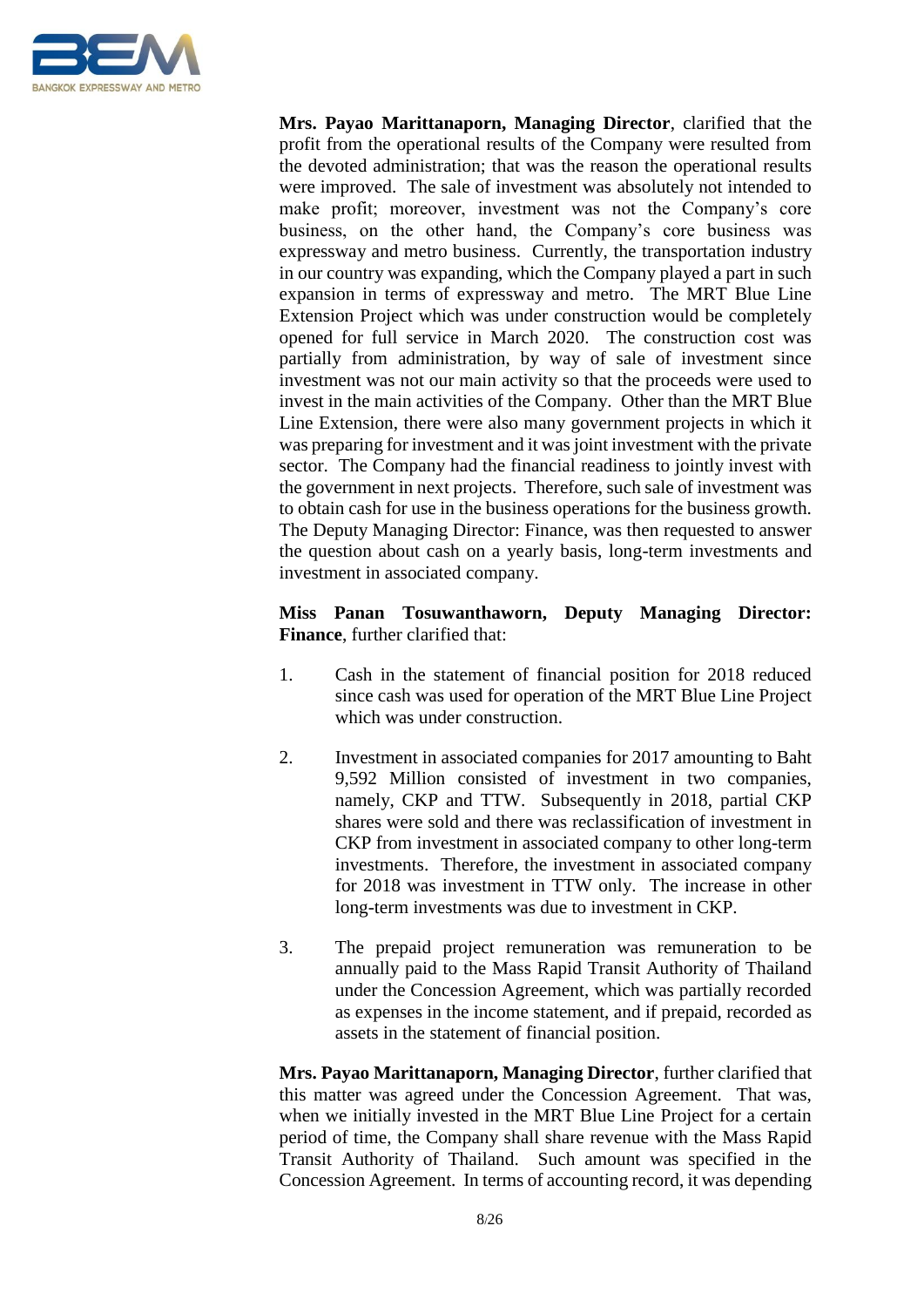**Mrs. Payao Marittanaporn, Managing Director**, clarified that the profit from the operational results of the Company were resulted from the devoted administration; that was the reason the operational results were improved. The sale of investment was absolutely not intended to make profit; moreover, investment was not the Company's core business, on the other hand, the Company's core business was expressway and metro business. Currently, the transportation industry in our country was expanding, which the Company played a part in such expansion in terms of expressway and metro. The MRT Blue Line Extension Project which was under construction would be completely opened for full service in March 2020. The construction cost was partially from administration, by way of sale of investment since investment was not our main activity so that the proceeds were used to invest in the main activities of the Company. Other than the MRT Blue Line Extension, there were also many government projects in which it was preparing for investment and it was joint investment with the private sector. The Company had the financial readiness to jointly invest with the government in next projects. Therefore, such sale of investment was to obtain cash for use in the business operations for the business growth. The Deputy Managing Director: Finance, was then requested to answer the question about cash on a yearly basis, long-term investments and investment in associated company.

**Miss Panan Tosuwanthaworn, Deputy Managing Director: Finance**, further clarified that:

1. Cash in the statement of financial position for 2018 reduced since cash was used for operation of the MRT Blue Line Project which was under construction.

2. Investment in associated companies for 2017 amounting to Baht 9,592 Million consisted of investment in two companies, namely, CKP and TTW. Subsequently in 2018, partial CKP shares were sold and there was reclassification of investment in CKP from investment in associated company to other long-term investments. Therefore, the investment in associated company for 2018 was investment in TTW only. The increase in other long-term investments was due to investment in CKP.

3. The prepaid project remuneration was remuneration to be annually paid to the Mass Rapid Transit Authority of Thailand under the Concession Agreement, which was partially recorded as expenses in the income statement, and if prepaid, recorded as assets in the statement of financial position.

**Mrs. Payao Marittanaporn, Managing Director**, further clarified that this matter was agreed under the Concession Agreement. That was, when we initially invested in the MRT Blue Line Project for a certain period of time, the Company shall share revenue with the Mass Rapid Transit Authority of Thailand. Such amount was specified in the Concession Agreement. In terms of accounting record, it was depending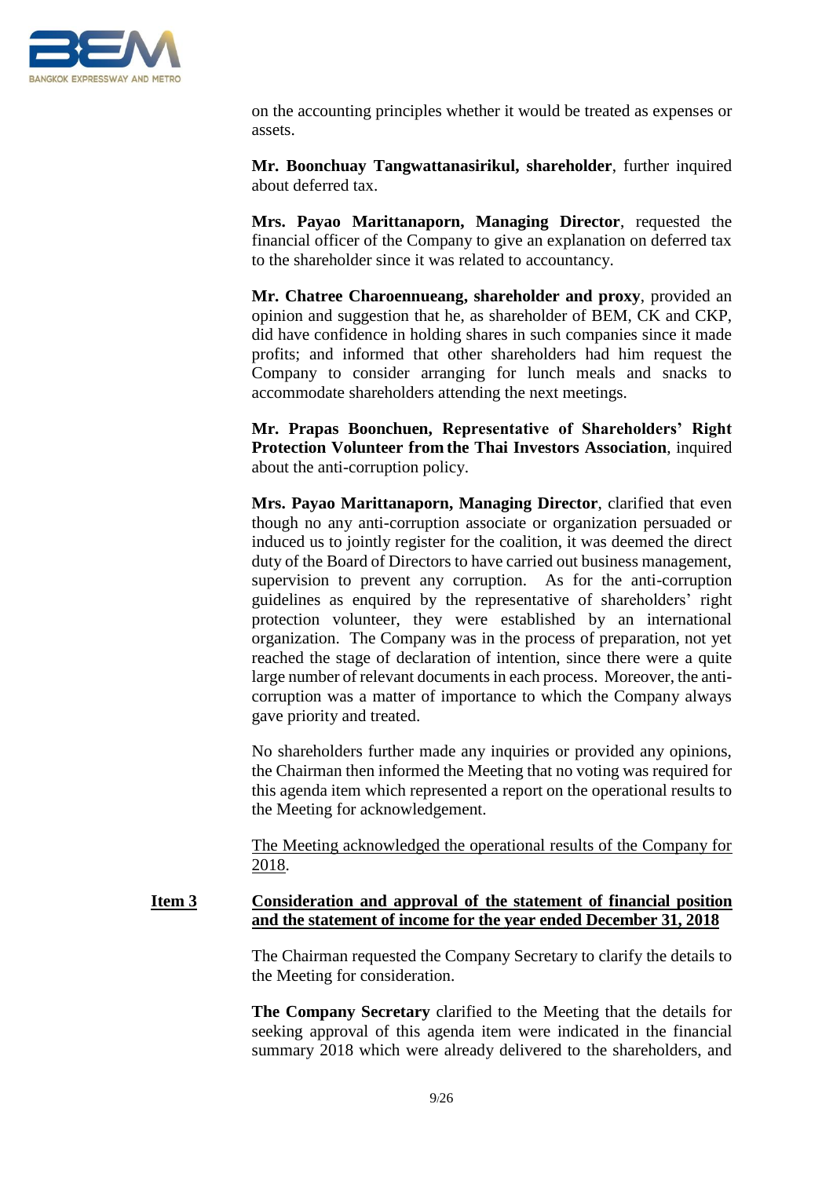on the accounting principles whether it would be treated as expenses or assets.

**Mr. Boonchuay Tangwattanasirikul, shareholder**, further inquired about deferred tax.

**Mrs. Payao Marittanaporn, Managing Director**, requested the financial officer of the Company to give an explanation on deferred tax to the shareholder since it was related to accountancy.

**Mr. Chatree Charoennueang, shareholder and proxy**, provided an opinion and suggestion that he, as shareholder of BEM, CK and CKP, did have confidence in holding shares in such companies since it made profits; and informed that other shareholders had him request the Company to consider arranging for lunch meals and snacks to accommodate shareholders attending the next meetings.

**Mr. Prapas Boonchuen, Representative of Shareholders' Right Protection Volunteer from the Thai Investors Association**, inquired about the anti-corruption policy.

**Mrs. Payao Marittanaporn, Managing Director**, clarified that even though no any anti-corruption associate or organization persuaded or induced us to jointly register for the coalition, it was deemed the direct duty of the Board of Directors to have carried out business management, supervision to prevent any corruption. As for the anti-corruption guidelines as enquired by the representative of shareholders' right protection volunteer, they were established by an international organization. The Company was in the process of preparation, not yet reached the stage of declaration of intention, since there were a quite large number of relevant documents in each process. Moreover, the anti-corruption was a matter of importance to which the Company always gave priority and treated.

No shareholders further made any inquiries or provided any opinions, the Chairman then informed the Meeting that no voting was required for this agenda item which represented a report on the operational results to the Meeting for acknowledgement.

<u>The Meeting acknowledged the operational results of the Company for 2018</u>.

**<u>Item 3</u>** **<u>Consideration and approval of the statement of financial position and the statement of income for the year ended December 31, 2018</u>**

The Chairman requested the Company Secretary to clarify the details to the Meeting for consideration.

**The Company Secretary** clarified to the Meeting that the details for seeking approval of this agenda item were indicated in the financial summary 2018 which were already delivered to the shareholders, and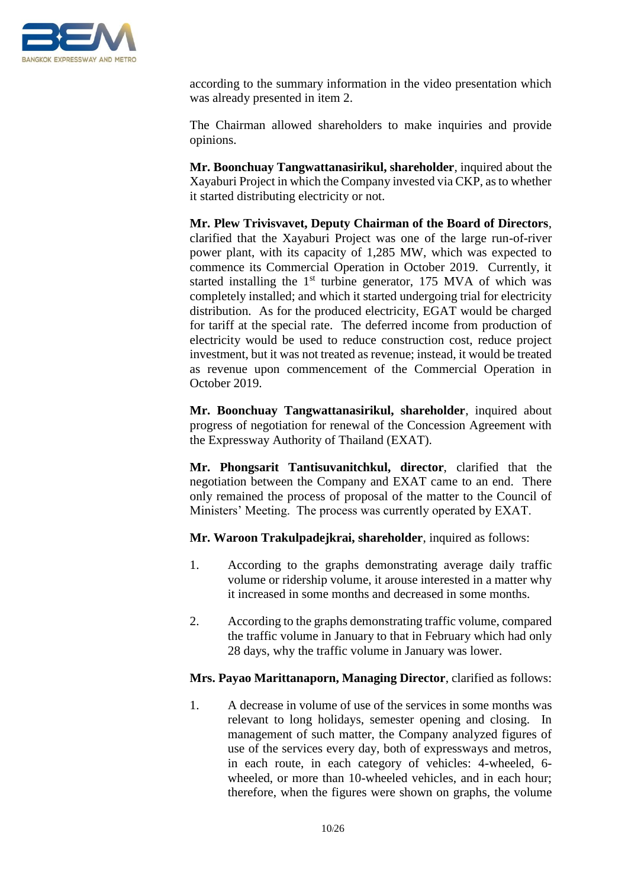according to the summary information in the video presentation which was already presented in item 2.

The Chairman allowed shareholders to make inquiries and provide opinions.

**Mr. Boonchuay Tangwattanasirikul, shareholder**, inquired about the Xayaburi Project in which the Company invested via CKP, as to whether it started distributing electricity or not.

**Mr. Plew Trivisvavet, Deputy Chairman of the Board of Directors**, clarified that the Xayaburi Project was one of the large run-of-river power plant, with its capacity of 1,285 MW, which was expected to commence its Commercial Operation in October 2019. Currently, it started installing the 1st turbine generator, 175 MVA of which was completely installed; and which it started undergoing trial for electricity distribution. As for the produced electricity, EGAT would be charged for tariff at the special rate. The deferred income from production of electricity would be used to reduce construction cost, reduce project investment, but it was not treated as revenue; instead, it would be treated as revenue upon commencement of the Commercial Operation in October 2019.

**Mr. Boonchuay Tangwattanasirikul, shareholder**, inquired about progress of negotiation for renewal of the Concession Agreement with the Expressway Authority of Thailand (EXAT).

**Mr. Phongsarit Tantisuvanitchkul, director**, clarified that the negotiation between the Company and EXAT came to an end. There only remained the process of proposal of the matter to the Council of Ministers' Meeting. The process was currently operated by EXAT.

**Mr. Waroon Trakulpadejkrai, shareholder**, inquired as follows:

1. According to the graphs demonstrating average daily traffic volume or ridership volume, it arouse interested in a matter why it increased in some months and decreased in some months.

2. According to the graphs demonstrating traffic volume, compared the traffic volume in January to that in February which had only 28 days, why the traffic volume in January was lower.

**Mrs. Payao Marittanaporn, Managing Director**, clarified as follows:

1. A decrease in volume of use of the services in some months was relevant to long holidays, semester opening and closing. In management of such matter, the Company analyzed figures of use of the services every day, both of expressways and metros, in each route, in each category of vehicles: 4-wheeled, 6-wheeled, or more than 10-wheeled vehicles, and in each hour; therefore, when the figures were shown on graphs, the volume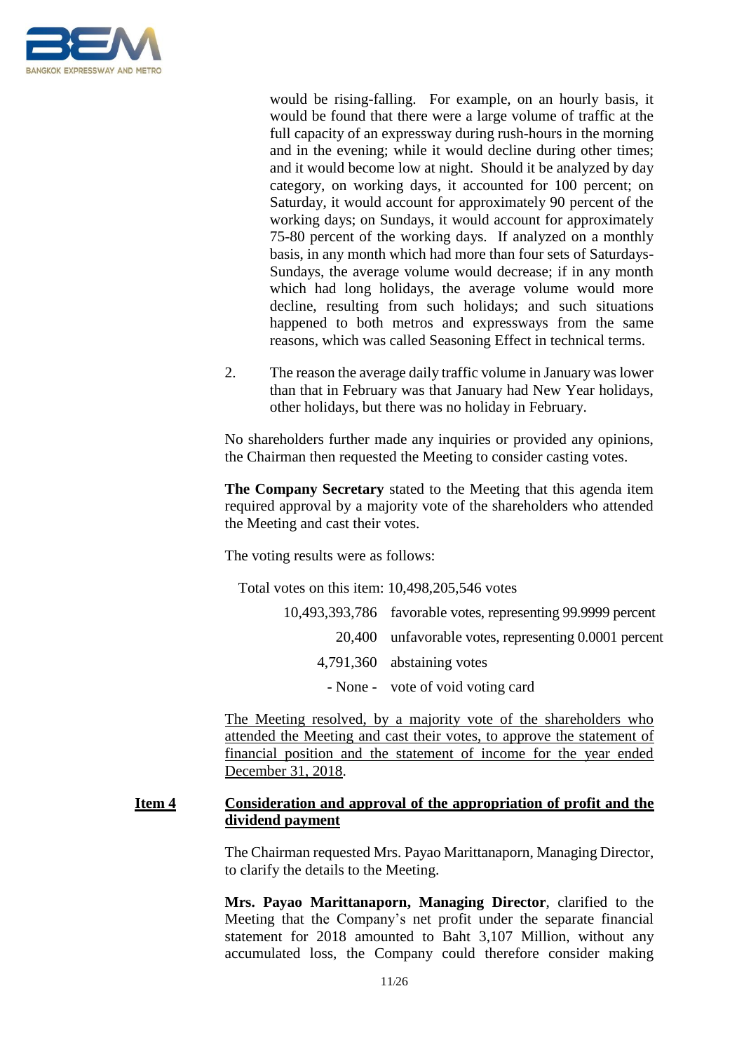would be rising-falling. For example, on an hourly basis, it would be found that there were a large volume of traffic at the full capacity of an expressway during rush-hours in the morning and in the evening; while it would decline during other times; and it would become low at night. Should it be analyzed by day category, on working days, it accounted for 100 percent; on Saturday, it would account for approximately 90 percent of the working days; on Sundays, it would account for approximately 75-80 percent of the working days. If analyzed on a monthly basis, in any month which had more than four sets of Saturdays-Sundays, the average volume would decrease; if in any month which had long holidays, the average volume would more decline, resulting from such holidays; and such situations happened to both metros and expressways from the same reasons, which was called Seasoning Effect in technical terms.

2. The reason the average daily traffic volume in January was lower than that in February was that January had New Year holidays, other holidays, but there was no holiday in February.

No shareholders further made any inquiries or provided any opinions, the Chairman then requested the Meeting to consider casting votes.

**The Company Secretary** stated to the Meeting that this agenda item required approval by a majority vote of the shareholders who attended the Meeting and cast their votes.

The voting results were as follows:

Total votes on this item: 10,498,205,546 votes

| | |
|---:|---|
| 10,493,393,786 | favorable votes, representing 99.9999 percent |
| 20,400 | unfavorable votes, representing 0.0001 percent |
| 4,791,360 | abstaining votes |
| - None - | vote of void voting card |

<u>The Meeting resolved, by a majority vote of the shareholders who attended the Meeting and cast their votes, to approve the statement of financial position and the statement of income for the year ended December 31, 2018</u>.

## <u>Item 4</u> <u>Consideration and approval of the appropriation of profit and the dividend payment</u>

The Chairman requested Mrs. Payao Marittanaporn, Managing Director, to clarify the details to the Meeting.

**Mrs. Payao Marittanaporn, Managing Director**, clarified to the Meeting that the Company's net profit under the separate financial statement for 2018 amounted to Baht 3,107 Million, without any accumulated loss, the Company could therefore consider making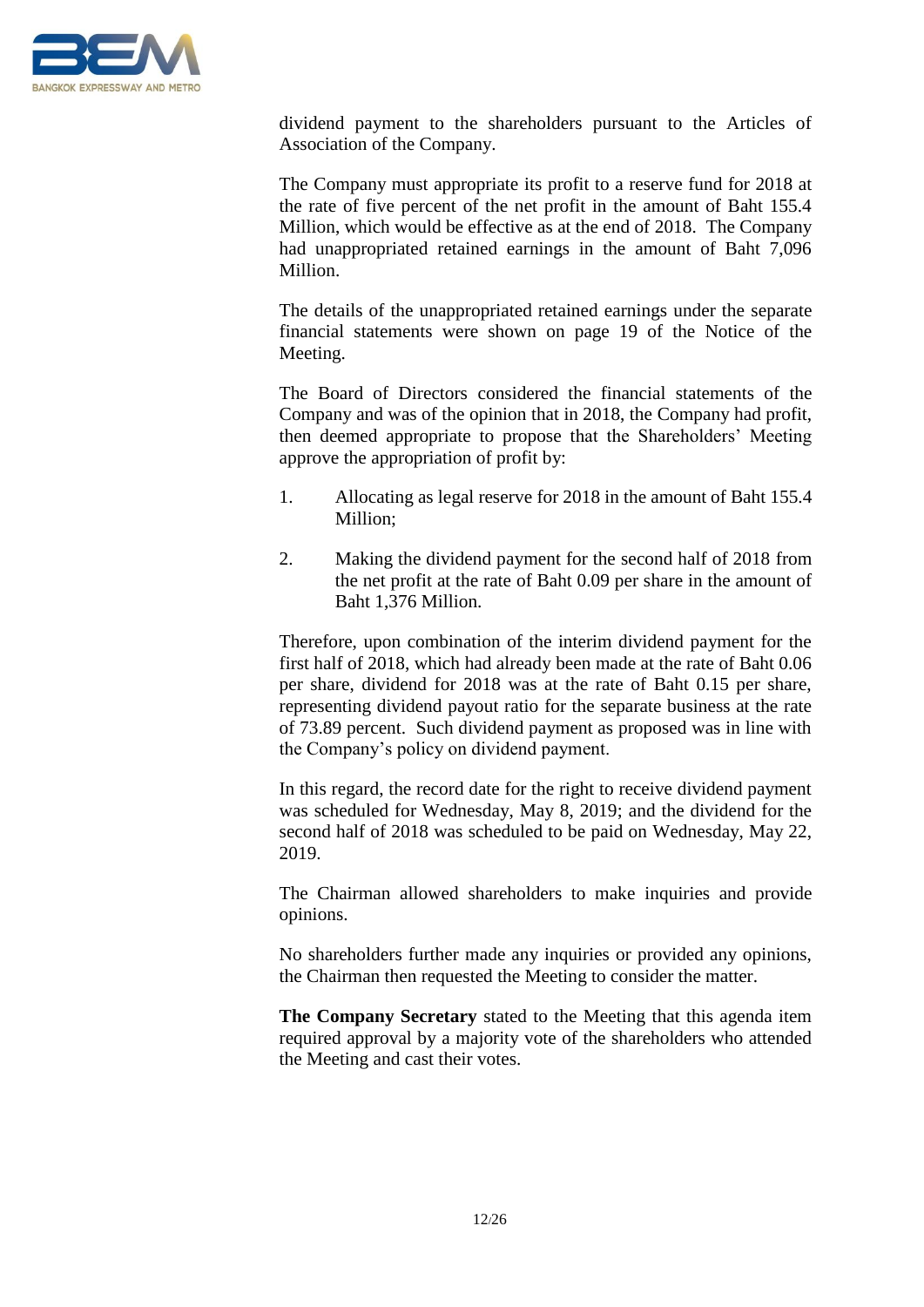dividend payment to the shareholders pursuant to the Articles of Association of the Company.

The Company must appropriate its profit to a reserve fund for 2018 at the rate of five percent of the net profit in the amount of Baht 155.4 Million, which would be effective as at the end of 2018. The Company had unappropriated retained earnings in the amount of Baht 7,096 Million.

The details of the unappropriated retained earnings under the separate financial statements were shown on page 19 of the Notice of the Meeting.

The Board of Directors considered the financial statements of the Company and was of the opinion that in 2018, the Company had profit, then deemed appropriate to propose that the Shareholders' Meeting approve the appropriation of profit by:

1. Allocating as legal reserve for 2018 in the amount of Baht 155.4 Million;

2. Making the dividend payment for the second half of 2018 from the net profit at the rate of Baht 0.09 per share in the amount of Baht 1,376 Million.

Therefore, upon combination of the interim dividend payment for the first half of 2018, which had already been made at the rate of Baht 0.06 per share, dividend for 2018 was at the rate of Baht 0.15 per share, representing dividend payout ratio for the separate business at the rate of 73.89 percent. Such dividend payment as proposed was in line with the Company's policy on dividend payment.

In this regard, the record date for the right to receive dividend payment was scheduled for Wednesday, May 8, 2019; and the dividend for the second half of 2018 was scheduled to be paid on Wednesday, May 22, 2019.

The Chairman allowed shareholders to make inquiries and provide opinions.

No shareholders further made any inquiries or provided any opinions, the Chairman then requested the Meeting to consider the matter.

**The Company Secretary** stated to the Meeting that this agenda item required approval by a majority vote of the shareholders who attended the Meeting and cast their votes.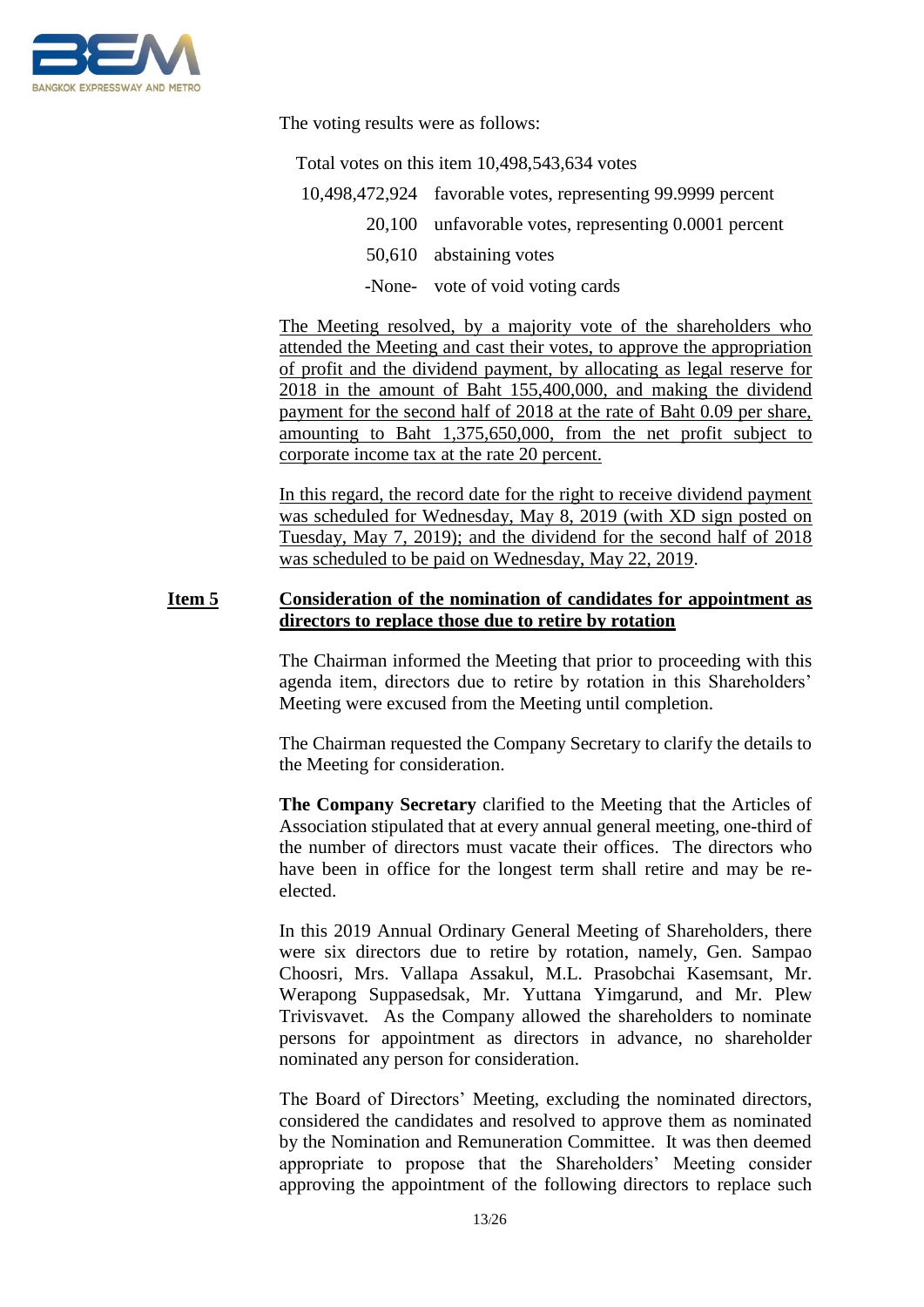The voting results were as follows:

Total votes on this item 10,498,543,634 votes

| | |
|---|---|
| 10,498,472,924 | favorable votes, representing 99.9999 percent |
| 20,100 | unfavorable votes, representing 0.0001 percent |
| 50,610 | abstaining votes |
| -None- | vote of void voting cards |

<u>The Meeting resolved, by a majority vote of the shareholders who attended the Meeting and cast their votes, to approve the appropriation of profit and the dividend payment, by allocating as legal reserve for 2018 in the amount of Baht 155,400,000, and making the dividend payment for the second half of 2018 at the rate of Baht 0.09 per share, amounting to Baht 1,375,650,000, from the net profit subject to corporate income tax at the rate 20 percent.</u>

<u>In this regard, the record date for the right to receive dividend payment was scheduled for Wednesday, May 8, 2019 (with XD sign posted on Tuesday, May 7, 2019); and the dividend for the second half of 2018 was scheduled to be paid on Wednesday, May 22, 2019</u>.

**<u>Item 5</u>** **<u>Consideration of the nomination of candidates for appointment as directors to replace those due to retire by rotation</u>**

The Chairman informed the Meeting that prior to proceeding with this agenda item, directors due to retire by rotation in this Shareholders' Meeting were excused from the Meeting until completion.

The Chairman requested the Company Secretary to clarify the details to the Meeting for consideration.

**The Company Secretary** clarified to the Meeting that the Articles of Association stipulated that at every annual general meeting, one-third of the number of directors must vacate their offices. The directors who have been in office for the longest term shall retire and may be re-elected.

In this 2019 Annual Ordinary General Meeting of Shareholders, there were six directors due to retire by rotation, namely, Gen. Sampao Choosri, Mrs. Vallapa Assakul, M.L. Prasobchai Kasemsant, Mr. Werapong Suppasedsak, Mr. Yuttana Yimgarund, and Mr. Plew Trivisvavet. As the Company allowed the shareholders to nominate persons for appointment as directors in advance, no shareholder nominated any person for consideration.

The Board of Directors' Meeting, excluding the nominated directors, considered the candidates and resolved to approve them as nominated by the Nomination and Remuneration Committee. It was then deemed appropriate to propose that the Shareholders' Meeting consider approving the appointment of the following directors to replace such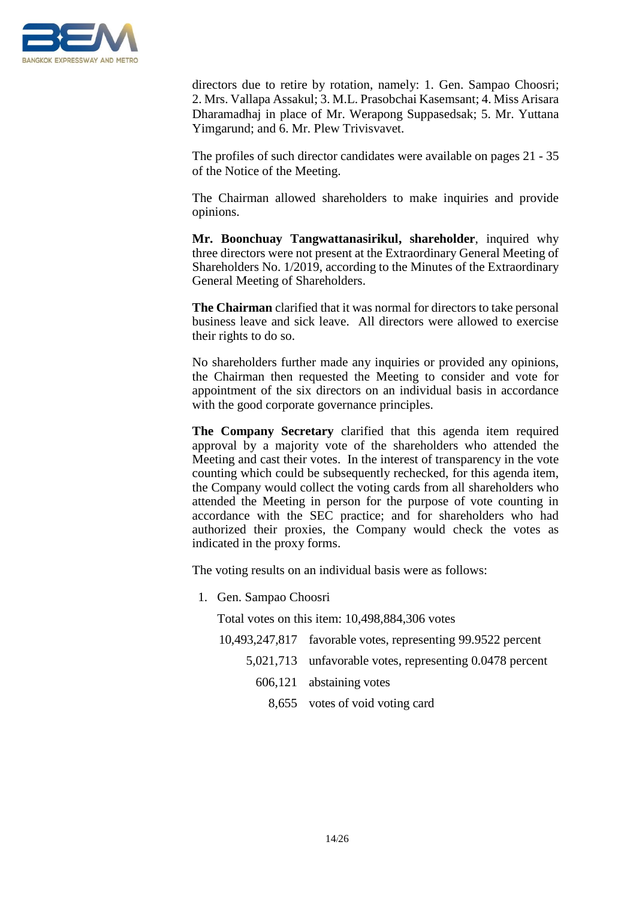directors due to retire by rotation, namely: 1. Gen. Sampao Choosri; 2. Mrs. Vallapa Assakul; 3. M.L. Prasobchai Kasemsant; 4. Miss Arisara Dharamadhaj in place of Mr. Werapong Suppasedsak; 5. Mr. Yuttana Yimgarund; and 6. Mr. Plew Trivisvavet.

The profiles of such director candidates were available on pages 21 - 35 of the Notice of the Meeting.

The Chairman allowed shareholders to make inquiries and provide opinions.

**Mr. Boonchuay Tangwattanasirikul, shareholder**, inquired why three directors were not present at the Extraordinary General Meeting of Shareholders No. 1/2019, according to the Minutes of the Extraordinary General Meeting of Shareholders.

**The Chairman** clarified that it was normal for directors to take personal business leave and sick leave. All directors were allowed to exercise their rights to do so.

No shareholders further made any inquiries or provided any opinions, the Chairman then requested the Meeting to consider and vote for appointment of the six directors on an individual basis in accordance with the good corporate governance principles.

**The Company Secretary** clarified that this agenda item required approval by a majority vote of the shareholders who attended the Meeting and cast their votes. In the interest of transparency in the vote counting which could be subsequently rechecked, for this agenda item, the Company would collect the voting cards from all shareholders who attended the Meeting in person for the purpose of vote counting in accordance with the SEC practice; and for shareholders who had authorized their proxies, the Company would check the votes as indicated in the proxy forms.

The voting results on an individual basis were as follows:

1. Gen. Sampao Choosri

   Total votes on this item: 10,498,884,306 votes

   | | |
   |---:|---|
   | 10,493,247,817 | favorable votes, representing 99.9522 percent |
   | 5,021,713 | unfavorable votes, representing 0.0478 percent |
   | 606,121 | abstaining votes |
   | 8,655 | votes of void voting card |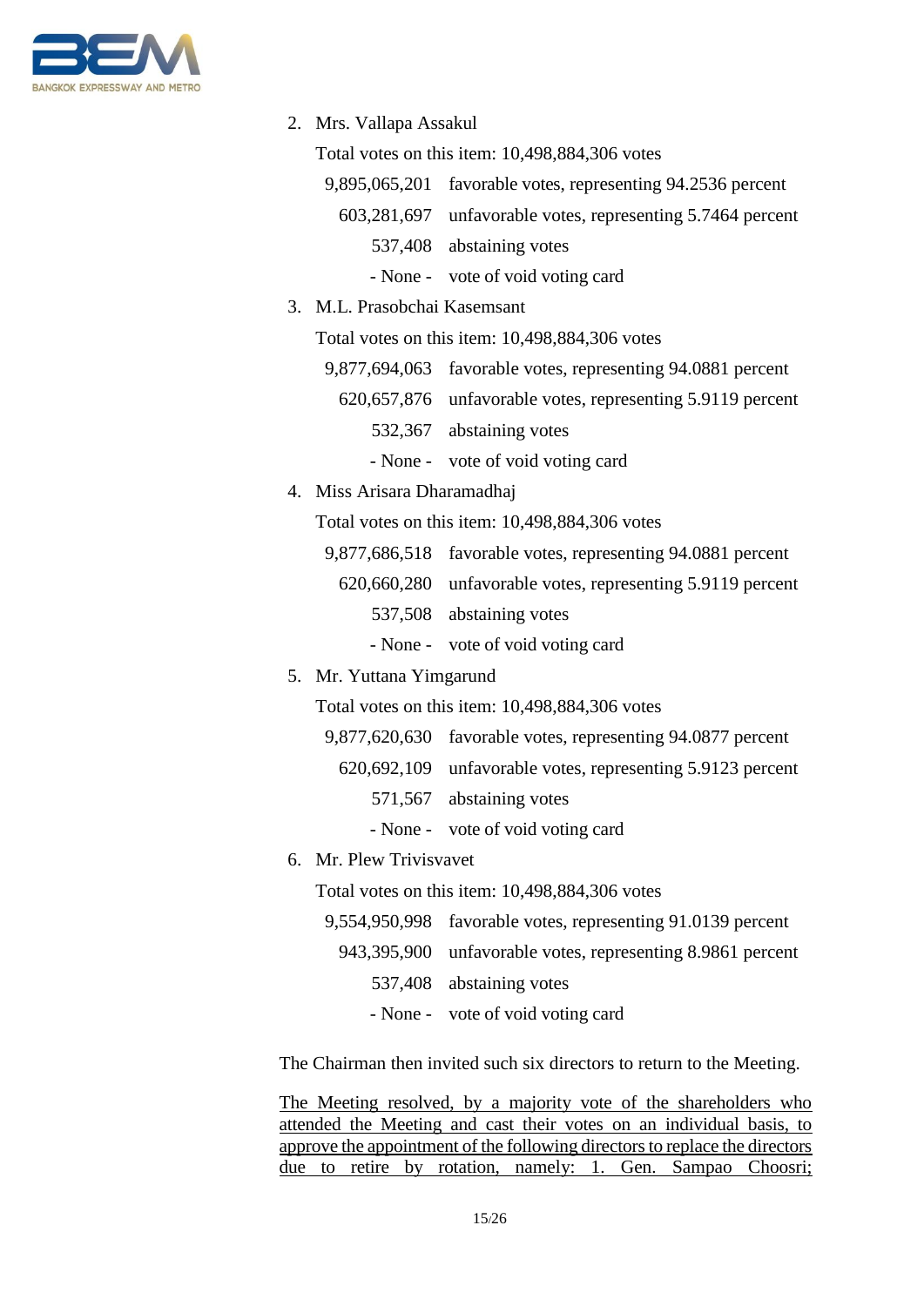2. Mrs. Vallapa Assakul

   Total votes on this item: 10,498,884,306 votes

   | | |
   |---|---|
   | 9,895,065,201 | favorable votes, representing 94.2536 percent |
   | 603,281,697 | unfavorable votes, representing 5.7464 percent |
   | 537,408 | abstaining votes |
   | - None - | vote of void voting card |

3. M.L. Prasobchai Kasemsant

   Total votes on this item: 10,498,884,306 votes

   | | |
   |---|---|
   | 9,877,694,063 | favorable votes, representing 94.0881 percent |
   | 620,657,876 | unfavorable votes, representing 5.9119 percent |
   | 532,367 | abstaining votes |
   | - None - | vote of void voting card |

4. Miss Arisara Dharamadhaj

   Total votes on this item: 10,498,884,306 votes

   | | |
   |---|---|
   | 9,877,686,518 | favorable votes, representing 94.0881 percent |
   | 620,660,280 | unfavorable votes, representing 5.9119 percent |
   | 537,508 | abstaining votes |
   | - None - | vote of void voting card |

5. Mr. Yuttana Yimgarund

   Total votes on this item: 10,498,884,306 votes

   | | |
   |---|---|
   | 9,877,620,630 | favorable votes, representing 94.0877 percent |
   | 620,692,109 | unfavorable votes, representing 5.9123 percent |
   | 571,567 | abstaining votes |
   | - None - | vote of void voting card |

6. Mr. Plew Trivisvavet

   Total votes on this item: 10,498,884,306 votes

   | | |
   |---|---|
   | 9,554,950,998 | favorable votes, representing 91.0139 percent |
   | 943,395,900 | unfavorable votes, representing 8.9861 percent |
   | 537,408 | abstaining votes |
   | - None - | vote of void voting card |

The Chairman then invited such six directors to return to the Meeting.

<u>The Meeting resolved, by a majority vote of the shareholders who attended the Meeting and cast their votes on an individual basis, to approve the appointment of the following directors to replace the directors due to retire by rotation, namely: 1. Gen. Sampao Choosri;</u>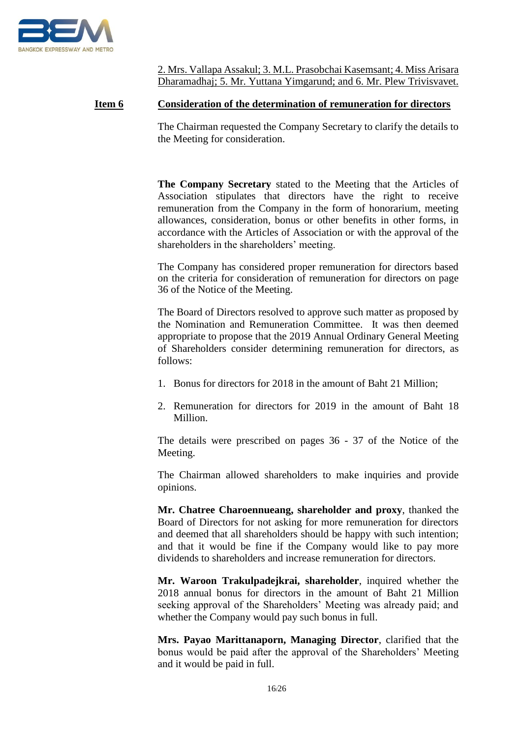2. Mrs. Vallapa Assakul; 3. M.L. Prasobchai Kasemsant; 4. Miss Arisara Dharamadhaj; 5. Mr. Yuttana Yimgarund; and 6. Mr. Plew Trivisvavet.

**Item 6 Consideration of the determination of remuneration for directors**

The Chairman requested the Company Secretary to clarify the details to the Meeting for consideration.

**The Company Secretary** stated to the Meeting that the Articles of Association stipulates that directors have the right to receive remuneration from the Company in the form of honorarium, meeting allowances, consideration, bonus or other benefits in other forms, in accordance with the Articles of Association or with the approval of the shareholders in the shareholders' meeting.

The Company has considered proper remuneration for directors based on the criteria for consideration of remuneration for directors on page 36 of the Notice of the Meeting.

The Board of Directors resolved to approve such matter as proposed by the Nomination and Remuneration Committee. It was then deemed appropriate to propose that the 2019 Annual Ordinary General Meeting of Shareholders consider determining remuneration for directors, as follows:

1. Bonus for directors for 2018 in the amount of Baht 21 Million;
2. Remuneration for directors for 2019 in the amount of Baht 18 Million.

The details were prescribed on pages 36 - 37 of the Notice of the Meeting.

The Chairman allowed shareholders to make inquiries and provide opinions.

**Mr. Chatree Charoennueang, shareholder and proxy**, thanked the Board of Directors for not asking for more remuneration for directors and deemed that all shareholders should be happy with such intention; and that it would be fine if the Company would like to pay more dividends to shareholders and increase remuneration for directors.

**Mr. Waroon Trakulpadejkrai, shareholder**, inquired whether the 2018 annual bonus for directors in the amount of Baht 21 Million seeking approval of the Shareholders' Meeting was already paid; and whether the Company would pay such bonus in full.

**Mrs. Payao Marittanaporn, Managing Director**, clarified that the bonus would be paid after the approval of the Shareholders' Meeting and it would be paid in full.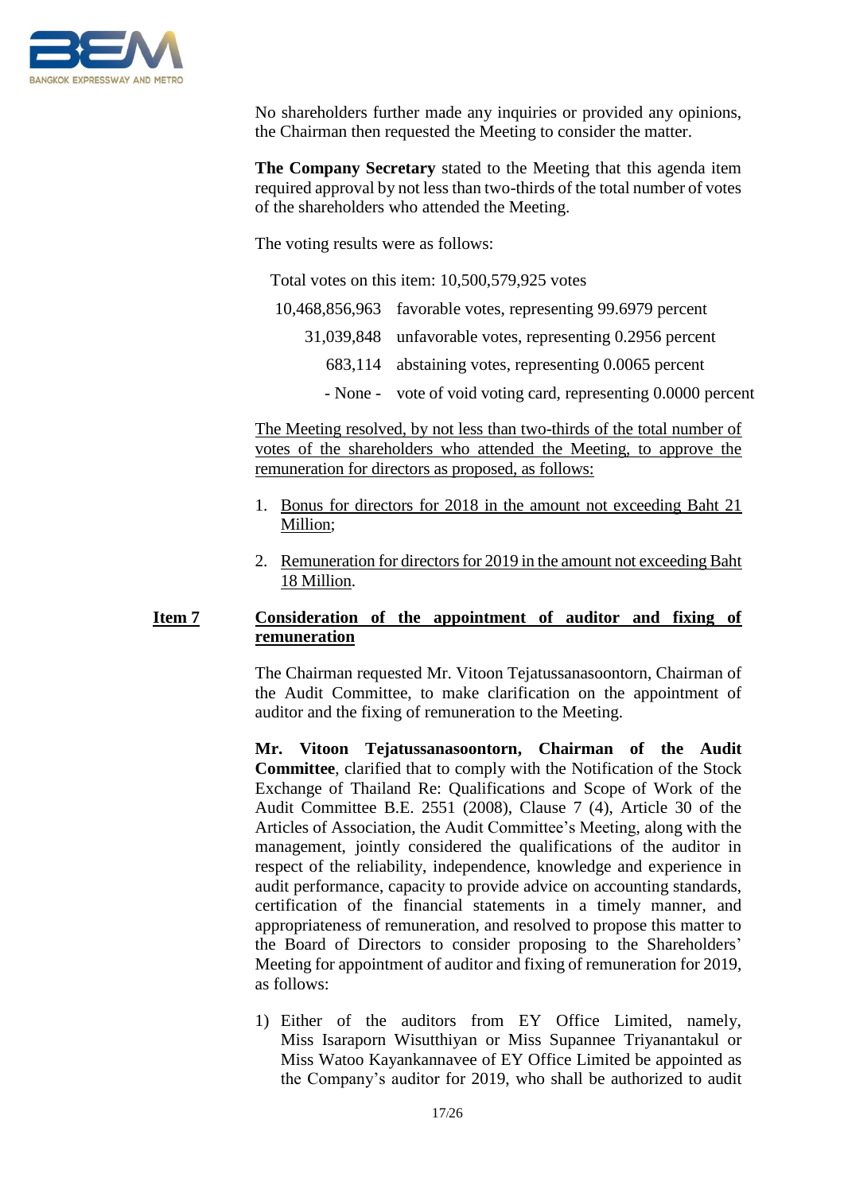No shareholders further made any inquiries or provided any opinions, the Chairman then requested the Meeting to consider the matter.

**The Company Secretary** stated to the Meeting that this agenda item required approval by not less than two-thirds of the total number of votes of the shareholders who attended the Meeting.

The voting results were as follows:

Total votes on this item: 10,500,579,925 votes

| | |
|---|---|
| 10,468,856,963 | favorable votes, representing 99.6979 percent |
| 31,039,848 | unfavorable votes, representing 0.2956 percent |
| 683,114 | abstaining votes, representing 0.0065 percent |
| - None - | vote of void voting card, representing 0.0000 percent |

<u>The Meeting resolved, by not less than two-thirds of the total number of votes of the shareholders who attended the Meeting, to approve the remuneration for directors as proposed, as follows:</u>

1. <u>Bonus for directors for 2018 in the amount not exceeding Baht 21 Million</u>;
2. <u>Remuneration for directors for 2019 in the amount not exceeding Baht 18 Million</u>.

**<u>Item 7</u> <u>Consideration of the appointment of auditor and fixing of remuneration</u>**

The Chairman requested Mr. Vitoon Tejatussanasoontorn, Chairman of the Audit Committee, to make clarification on the appointment of auditor and the fixing of remuneration to the Meeting.

**Mr. Vitoon Tejatussanasoontorn, Chairman of the Audit Committee**, clarified that to comply with the Notification of the Stock Exchange of Thailand Re: Qualifications and Scope of Work of the Audit Committee B.E. 2551 (2008), Clause 7 (4), Article 30 of the Articles of Association, the Audit Committee's Meeting, along with the management, jointly considered the qualifications of the auditor in respect of the reliability, independence, knowledge and experience in audit performance, capacity to provide advice on accounting standards, certification of the financial statements in a timely manner, and appropriateness of remuneration, and resolved to propose this matter to the Board of Directors to consider proposing to the Shareholders' Meeting for appointment of auditor and fixing of remuneration for 2019, as follows:

1) Either of the auditors from EY Office Limited, namely, Miss Isaraporn Wisutthiyan or Miss Supannee Triyanantakul or Miss Watoo Kayankannavee of EY Office Limited be appointed as the Company's auditor for 2019, who shall be authorized to audit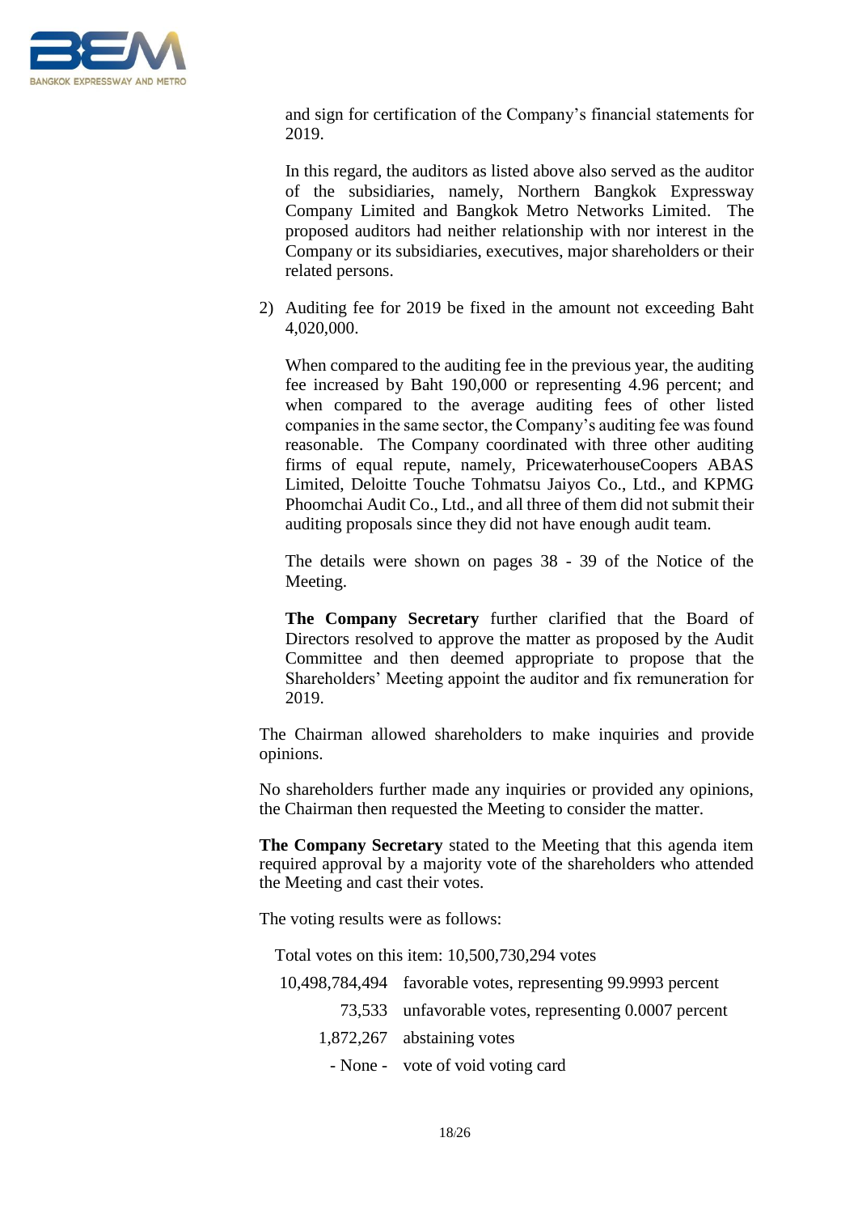and sign for certification of the Company's financial statements for 2019.

In this regard, the auditors as listed above also served as the auditor of the subsidiaries, namely, Northern Bangkok Expressway Company Limited and Bangkok Metro Networks Limited. The proposed auditors had neither relationship with nor interest in the Company or its subsidiaries, executives, major shareholders or their related persons.

2) Auditing fee for 2019 be fixed in the amount not exceeding Baht 4,020,000.

   When compared to the auditing fee in the previous year, the auditing fee increased by Baht 190,000 or representing 4.96 percent; and when compared to the average auditing fees of other listed companies in the same sector, the Company's auditing fee was found reasonable. The Company coordinated with three other auditing firms of equal repute, namely, PricewaterhouseCoopers ABAS Limited, Deloitte Touche Tohmatsu Jaiyos Co., Ltd., and KPMG Phoomchai Audit Co., Ltd., and all three of them did not submit their auditing proposals since they did not have enough audit team.

   The details were shown on pages 38 - 39 of the Notice of the Meeting.

   **The Company Secretary** further clarified that the Board of Directors resolved to approve the matter as proposed by the Audit Committee and then deemed appropriate to propose that the Shareholders' Meeting appoint the auditor and fix remuneration for 2019.

The Chairman allowed shareholders to make inquiries and provide opinions.

No shareholders further made any inquiries or provided any opinions, the Chairman then requested the Meeting to consider the matter.

**The Company Secretary** stated to the Meeting that this agenda item required approval by a majority vote of the shareholders who attended the Meeting and cast their votes.

The voting results were as follows:

Total votes on this item: 10,500,730,294 votes

| | |
|---|---|
| 10,498,784,494 | favorable votes, representing 99.9993 percent |
| 73,533 | unfavorable votes, representing 0.0007 percent |
| 1,872,267 | abstaining votes |
| - None - | vote of void voting card |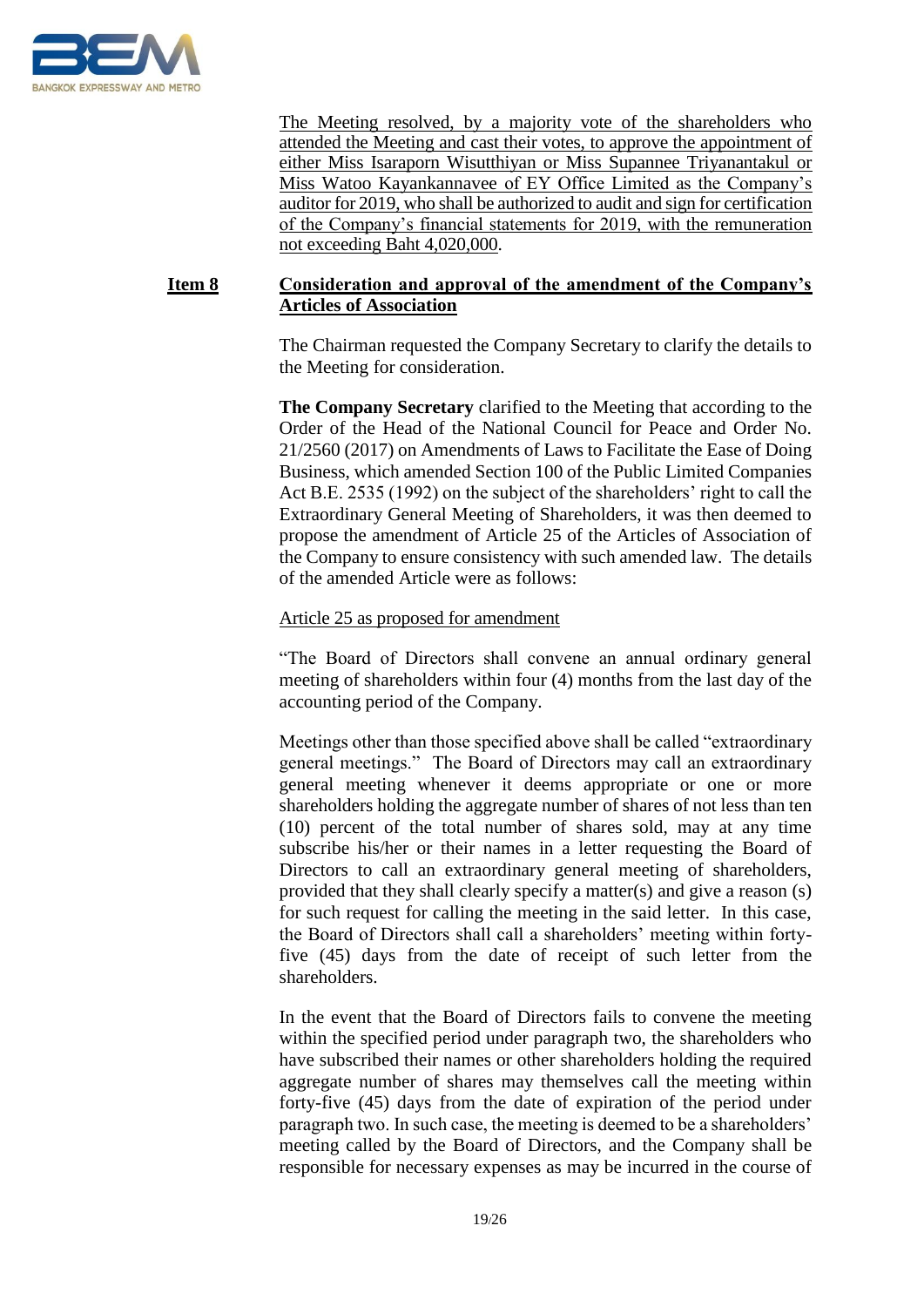The Meeting resolved, by a majority vote of the shareholders who attended the Meeting and cast their votes, to approve the appointment of either Miss Isaraporn Wisutthiyan or Miss Supannee Triyanantakul or Miss Watoo Kayankannavee of EY Office Limited as the Company's auditor for 2019, who shall be authorized to audit and sign for certification of the Company's financial statements for 2019, with the remuneration not exceeding Baht 4,020,000.

**Item 8** **Consideration and approval of the amendment of the Company's Articles of Association**

The Chairman requested the Company Secretary to clarify the details to the Meeting for consideration.

**The Company Secretary** clarified to the Meeting that according to the Order of the Head of the National Council for Peace and Order No. 21/2560 (2017) on Amendments of Laws to Facilitate the Ease of Doing Business, which amended Section 100 of the Public Limited Companies Act B.E. 2535 (1992) on the subject of the shareholders' right to call the Extraordinary General Meeting of Shareholders, it was then deemed to propose the amendment of Article 25 of the Articles of Association of the Company to ensure consistency with such amended law. The details of the amended Article were as follows:

Article 25 as proposed for amendment

"The Board of Directors shall convene an annual ordinary general meeting of shareholders within four (4) months from the last day of the accounting period of the Company.

Meetings other than those specified above shall be called "extraordinary general meetings." The Board of Directors may call an extraordinary general meeting whenever it deems appropriate or one or more shareholders holding the aggregate number of shares of not less than ten (10) percent of the total number of shares sold, may at any time subscribe his/her or their names in a letter requesting the Board of Directors to call an extraordinary general meeting of shareholders, provided that they shall clearly specify a matter(s) and give a reason (s) for such request for calling the meeting in the said letter. In this case, the Board of Directors shall call a shareholders' meeting within forty-five (45) days from the date of receipt of such letter from the shareholders.

In the event that the Board of Directors fails to convene the meeting within the specified period under paragraph two, the shareholders who have subscribed their names or other shareholders holding the required aggregate number of shares may themselves call the meeting within forty-five (45) days from the date of expiration of the period under paragraph two. In such case, the meeting is deemed to be a shareholders' meeting called by the Board of Directors, and the Company shall be responsible for necessary expenses as may be incurred in the course of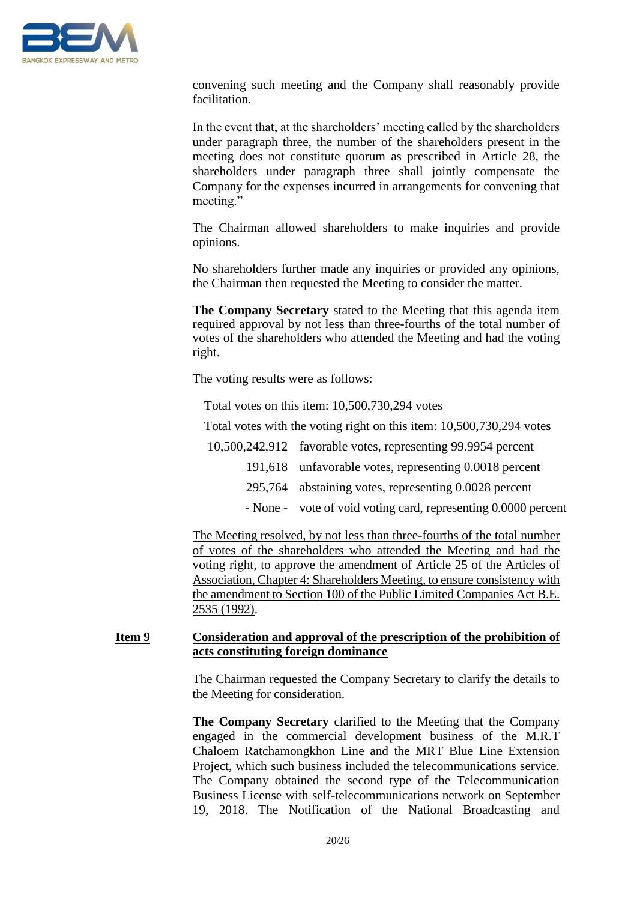convening such meeting and the Company shall reasonably provide facilitation.

In the event that, at the shareholders' meeting called by the shareholders under paragraph three, the number of the shareholders present in the meeting does not constitute quorum as prescribed in Article 28, the shareholders under paragraph three shall jointly compensate the Company for the expenses incurred in arrangements for convening that meeting."

The Chairman allowed shareholders to make inquiries and provide opinions.

No shareholders further made any inquiries or provided any opinions, the Chairman then requested the Meeting to consider the matter.

**The Company Secretary** stated to the Meeting that this agenda item required approval by not less than three-fourths of the total number of votes of the shareholders who attended the Meeting and had the voting right.

The voting results were as follows:

Total votes on this item: 10,500,730,294 votes

Total votes with the voting right on this item: 10,500,730,294 votes

| | |
|---|---|
| 10,500,242,912 | favorable votes, representing 99.9954 percent |
| 191,618 | unfavorable votes, representing 0.0018 percent |
| 295,764 | abstaining votes, representing 0.0028 percent |
| - None - | vote of void voting card, representing 0.0000 percent |

<u>The Meeting resolved, by not less than three-fourths of the total number of votes of the shareholders who attended the Meeting and had the voting right, to approve the amendment of Article 25 of the Articles of Association, Chapter 4: Shareholders Meeting, to ensure consistency with the amendment to Section 100 of the Public Limited Companies Act B.E. 2535 (1992)</u>.

## Item 9 Consideration and approval of the prescription of the prohibition of acts constituting foreign dominance

The Chairman requested the Company Secretary to clarify the details to the Meeting for consideration.

**The Company Secretary** clarified to the Meeting that the Company engaged in the commercial development business of the M.R.T Chaloem Ratchamongkhon Line and the MRT Blue Line Extension Project, which such business included the telecommunications service. The Company obtained the second type of the Telecommunication Business License with self-telecommunications network on September 19, 2018. The Notification of the National Broadcasting and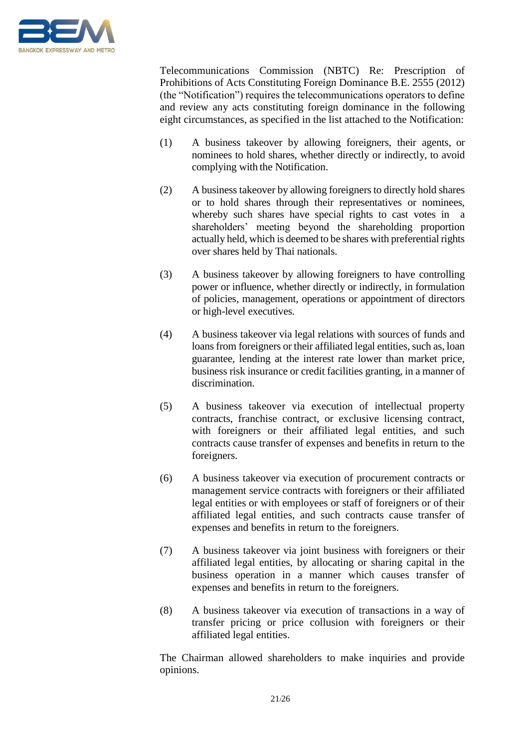Telecommunications Commission (NBTC) Re: Prescription of Prohibitions of Acts Constituting Foreign Dominance B.E. 2555 (2012) (the "Notification") requires the telecommunications operators to define and review any acts constituting foreign dominance in the following eight circumstances, as specified in the list attached to the Notification:

(1) A business takeover by allowing foreigners, their agents, or nominees to hold shares, whether directly or indirectly, to avoid complying with the Notification.

(2) A business takeover by allowing foreigners to directly hold shares or to hold shares through their representatives or nominees, whereby such shares have special rights to cast votes in a shareholders' meeting beyond the shareholding proportion actually held, which is deemed to be shares with preferential rights over shares held by Thai nationals.

(3) A business takeover by allowing foreigners to have controlling power or influence, whether directly or indirectly, in formulation of policies, management, operations or appointment of directors or high-level executives.

(4) A business takeover via legal relations with sources of funds and loans from foreigners or their affiliated legal entities, such as, loan guarantee, lending at the interest rate lower than market price, business risk insurance or credit facilities granting, in a manner of discrimination.

(5) A business takeover via execution of intellectual property contracts, franchise contract, or exclusive licensing contract, with foreigners or their affiliated legal entities, and such contracts cause transfer of expenses and benefits in return to the foreigners.

(6) A business takeover via execution of procurement contracts or management service contracts with foreigners or their affiliated legal entities or with employees or staff of foreigners or of their affiliated legal entities, and such contracts cause transfer of expenses and benefits in return to the foreigners.

(7) A business takeover via joint business with foreigners or their affiliated legal entities, by allocating or sharing capital in the business operation in a manner which causes transfer of expenses and benefits in return to the foreigners.

(8) A business takeover via execution of transactions in a way of transfer pricing or price collusion with foreigners or their affiliated legal entities.

The Chairman allowed shareholders to make inquiries and provide opinions.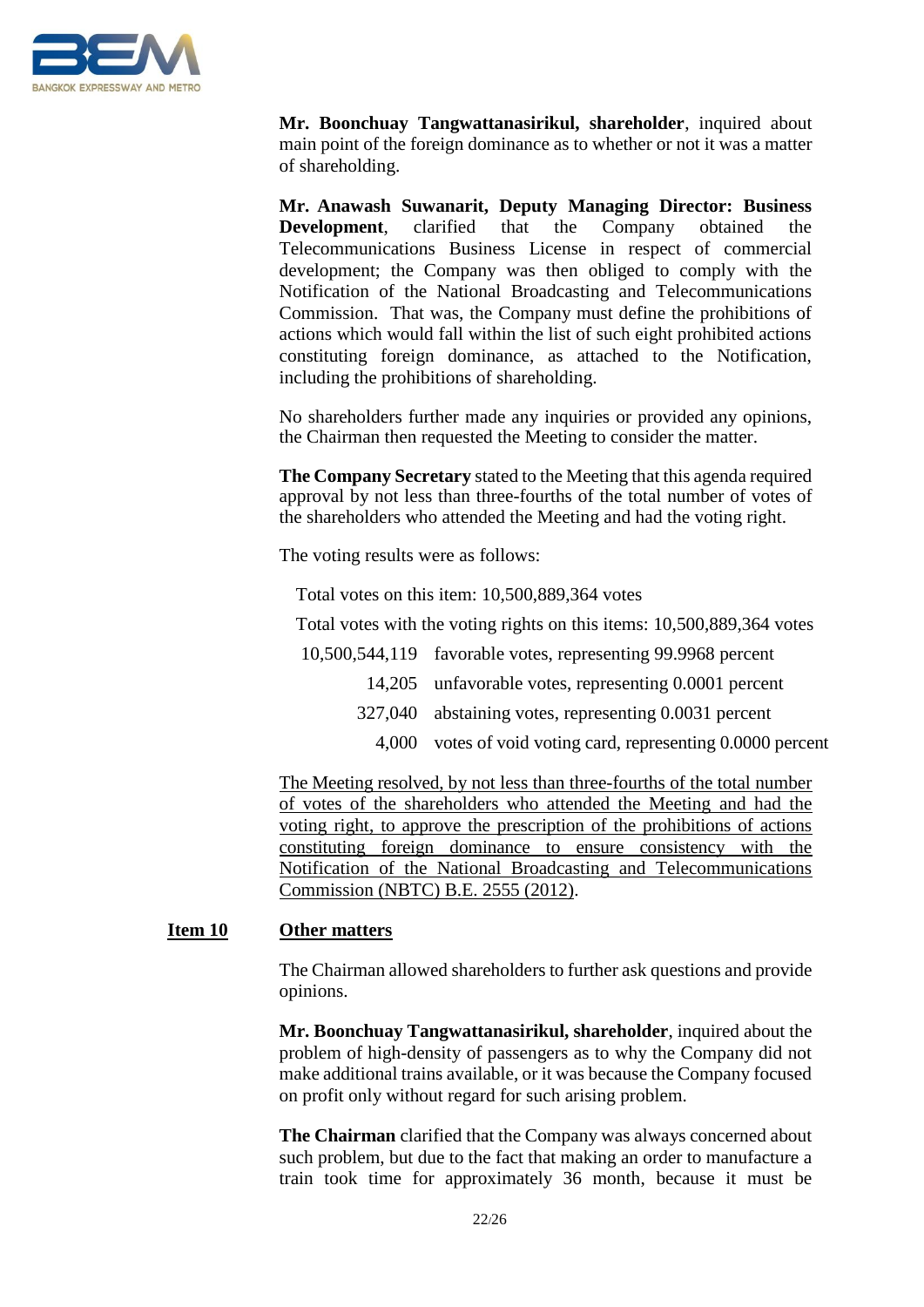**Mr. Boonchuay Tangwattanasirikul, shareholder**, inquired about main point of the foreign dominance as to whether or not it was a matter of shareholding.

**Mr. Anawash Suwanarit, Deputy Managing Director: Business Development**, clarified that the Company obtained the Telecommunications Business License in respect of commercial development; the Company was then obliged to comply with the Notification of the National Broadcasting and Telecommunications Commission. That was, the Company must define the prohibitions of actions which would fall within the list of such eight prohibited actions constituting foreign dominance, as attached to the Notification, including the prohibitions of shareholding.

No shareholders further made any inquiries or provided any opinions, the Chairman then requested the Meeting to consider the matter.

**The Company Secretary** stated to the Meeting that this agenda required approval by not less than three-fourths of the total number of votes of the shareholders who attended the Meeting and had the voting right.

The voting results were as follows:

Total votes on this item: 10,500,889,364 votes

Total votes with the voting rights on this items: 10,500,889,364 votes

| | |
|---|---|
| 10,500,544,119 | favorable votes, representing 99.9968 percent |
| 14,205 | unfavorable votes, representing 0.0001 percent |
| 327,040 | abstaining votes, representing 0.0031 percent |
| 4,000 | votes of void voting card, representing 0.0000 percent |

<u>The Meeting resolved, by not less than three-fourths of the total number of votes of the shareholders who attended the Meeting and had the voting right, to approve the prescription of the prohibitions of actions constituting foreign dominance to ensure consistency with the Notification of the National Broadcasting and Telecommunications Commission (NBTC) B.E. 2555 (2012)</u>.

## <u>Item 10</u> <u>Other matters</u>

The Chairman allowed shareholders to further ask questions and provide opinions.

**Mr. Boonchuay Tangwattanasirikul, shareholder**, inquired about the problem of high-density of passengers as to why the Company did not make additional trains available, or it was because the Company focused on profit only without regard for such arising problem.

**The Chairman** clarified that the Company was always concerned about such problem, but due to the fact that making an order to manufacture a train took time for approximately 36 month, because it must be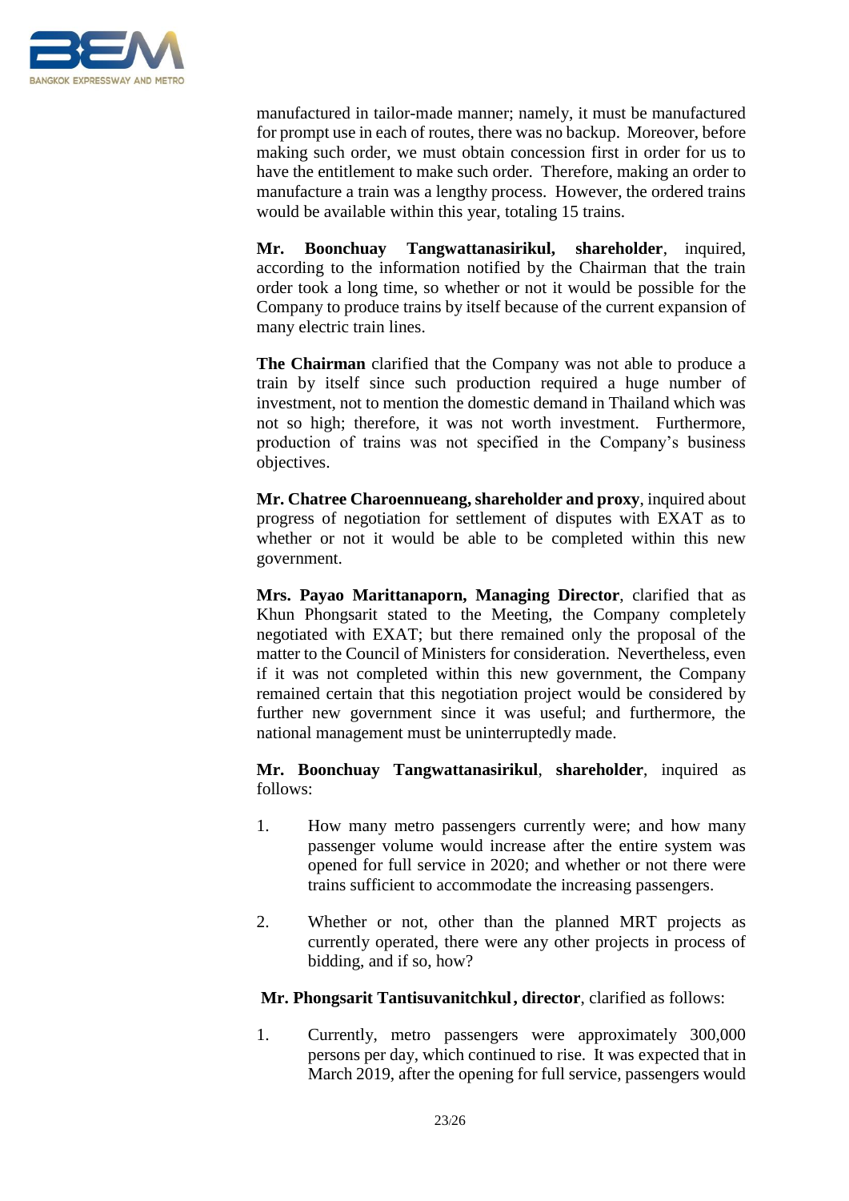manufactured in tailor-made manner; namely, it must be manufactured for prompt use in each of routes, there was no backup. Moreover, before making such order, we must obtain concession first in order for us to have the entitlement to make such order. Therefore, making an order to manufacture a train was a lengthy process. However, the ordered trains would be available within this year, totaling 15 trains.

**Mr. Boonchuay Tangwattanasirikul, shareholder**, inquired, according to the information notified by the Chairman that the train order took a long time, so whether or not it would be possible for the Company to produce trains by itself because of the current expansion of many electric train lines.

**The Chairman** clarified that the Company was not able to produce a train by itself since such production required a huge number of investment, not to mention the domestic demand in Thailand which was not so high; therefore, it was not worth investment. Furthermore, production of trains was not specified in the Company's business objectives.

**Mr. Chatree Charoennueang, shareholder and proxy**, inquired about progress of negotiation for settlement of disputes with EXAT as to whether or not it would be able to be completed within this new government.

**Mrs. Payao Marittanaporn, Managing Director**, clarified that as Khun Phongsarit stated to the Meeting, the Company completely negotiated with EXAT; but there remained only the proposal of the matter to the Council of Ministers for consideration. Nevertheless, even if it was not completed within this new government, the Company remained certain that this negotiation project would be considered by further new government since it was useful; and furthermore, the national management must be uninterruptedly made.

**Mr. Boonchuay Tangwattanasirikul**, **shareholder**, inquired as follows:

1. How many metro passengers currently were; and how many passenger volume would increase after the entire system was opened for full service in 2020; and whether or not there were trains sufficient to accommodate the increasing passengers.
2. Whether or not, other than the planned MRT projects as currently operated, there were any other projects in process of bidding, and if so, how?

**Mr. Phongsarit Tantisuvanitchkul, director**, clarified as follows:

1. Currently, metro passengers were approximately 300,000 persons per day, which continued to rise. It was expected that in March 2019, after the opening for full service, passengers would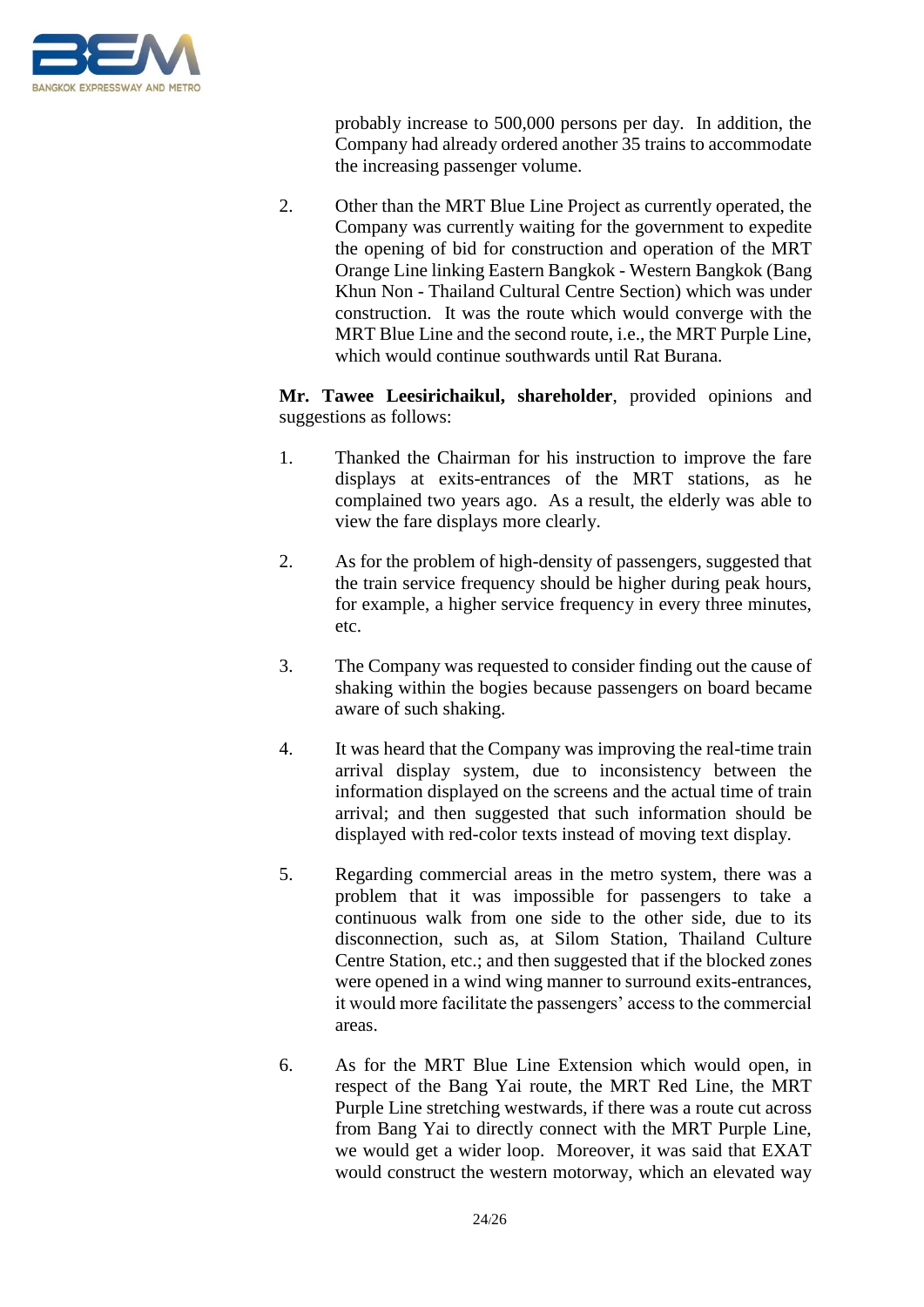probably increase to 500,000 persons per day. In addition, the Company had already ordered another 35 trains to accommodate the increasing passenger volume.

2. Other than the MRT Blue Line Project as currently operated, the Company was currently waiting for the government to expedite the opening of bid for construction and operation of the MRT Orange Line linking Eastern Bangkok - Western Bangkok (Bang Khun Non - Thailand Cultural Centre Section) which was under construction. It was the route which would converge with the MRT Blue Line and the second route, i.e., the MRT Purple Line, which would continue southwards until Rat Burana.

**Mr. Tawee Leesirichaikul, shareholder**, provided opinions and suggestions as follows:

1. Thanked the Chairman for his instruction to improve the fare displays at exits-entrances of the MRT stations, as he complained two years ago. As a result, the elderly was able to view the fare displays more clearly.

2. As for the problem of high-density of passengers, suggested that the train service frequency should be higher during peak hours, for example, a higher service frequency in every three minutes, etc.

3. The Company was requested to consider finding out the cause of shaking within the bogies because passengers on board became aware of such shaking.

4. It was heard that the Company was improving the real-time train arrival display system, due to inconsistency between the information displayed on the screens and the actual time of train arrival; and then suggested that such information should be displayed with red-color texts instead of moving text display.

5. Regarding commercial areas in the metro system, there was a problem that it was impossible for passengers to take a continuous walk from one side to the other side, due to its disconnection, such as, at Silom Station, Thailand Culture Centre Station, etc.; and then suggested that if the blocked zones were opened in a wind wing manner to surround exits-entrances, it would more facilitate the passengers' access to the commercial areas.

6. As for the MRT Blue Line Extension which would open, in respect of the Bang Yai route, the MRT Red Line, the MRT Purple Line stretching westwards, if there was a route cut across from Bang Yai to directly connect with the MRT Purple Line, we would get a wider loop. Moreover, it was said that EXAT would construct the western motorway, which an elevated way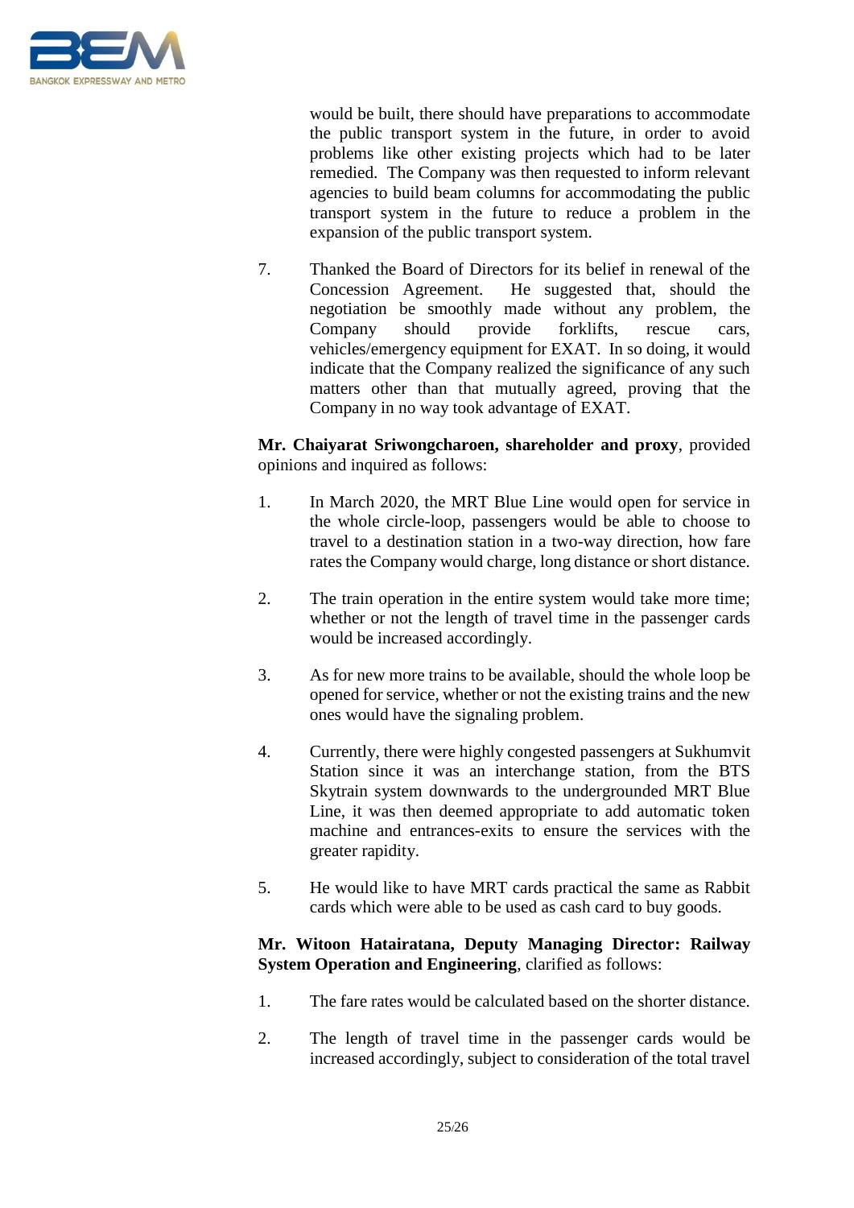would be built, there should have preparations to accommodate the public transport system in the future, in order to avoid problems like other existing projects which had to be later remedied. The Company was then requested to inform relevant agencies to build beam columns for accommodating the public transport system in the future to reduce a problem in the expansion of the public transport system.

7. Thanked the Board of Directors for its belief in renewal of the Concession Agreement. He suggested that, should the negotiation be smoothly made without any problem, the Company should provide forklifts, rescue cars, vehicles/emergency equipment for EXAT. In so doing, it would indicate that the Company realized the significance of any such matters other than that mutually agreed, proving that the Company in no way took advantage of EXAT.

**Mr. Chaiyarat Sriwongcharoen, shareholder and proxy**, provided opinions and inquired as follows:

1. In March 2020, the MRT Blue Line would open for service in the whole circle-loop, passengers would be able to choose to travel to a destination station in a two-way direction, how fare rates the Company would charge, long distance or short distance.

2. The train operation in the entire system would take more time; whether or not the length of travel time in the passenger cards would be increased accordingly.

3. As for new more trains to be available, should the whole loop be opened for service, whether or not the existing trains and the new ones would have the signaling problem.

4. Currently, there were highly congested passengers at Sukhumvit Station since it was an interchange station, from the BTS Skytrain system downwards to the undergrounded MRT Blue Line, it was then deemed appropriate to add automatic token machine and entrances-exits to ensure the services with the greater rapidity.

5. He would like to have MRT cards practical the same as Rabbit cards which were able to be used as cash card to buy goods.

**Mr. Witoon Hatairatana, Deputy Managing Director: Railway System Operation and Engineering**, clarified as follows:

1. The fare rates would be calculated based on the shorter distance.

2. The length of travel time in the passenger cards would be increased accordingly, subject to consideration of the total travel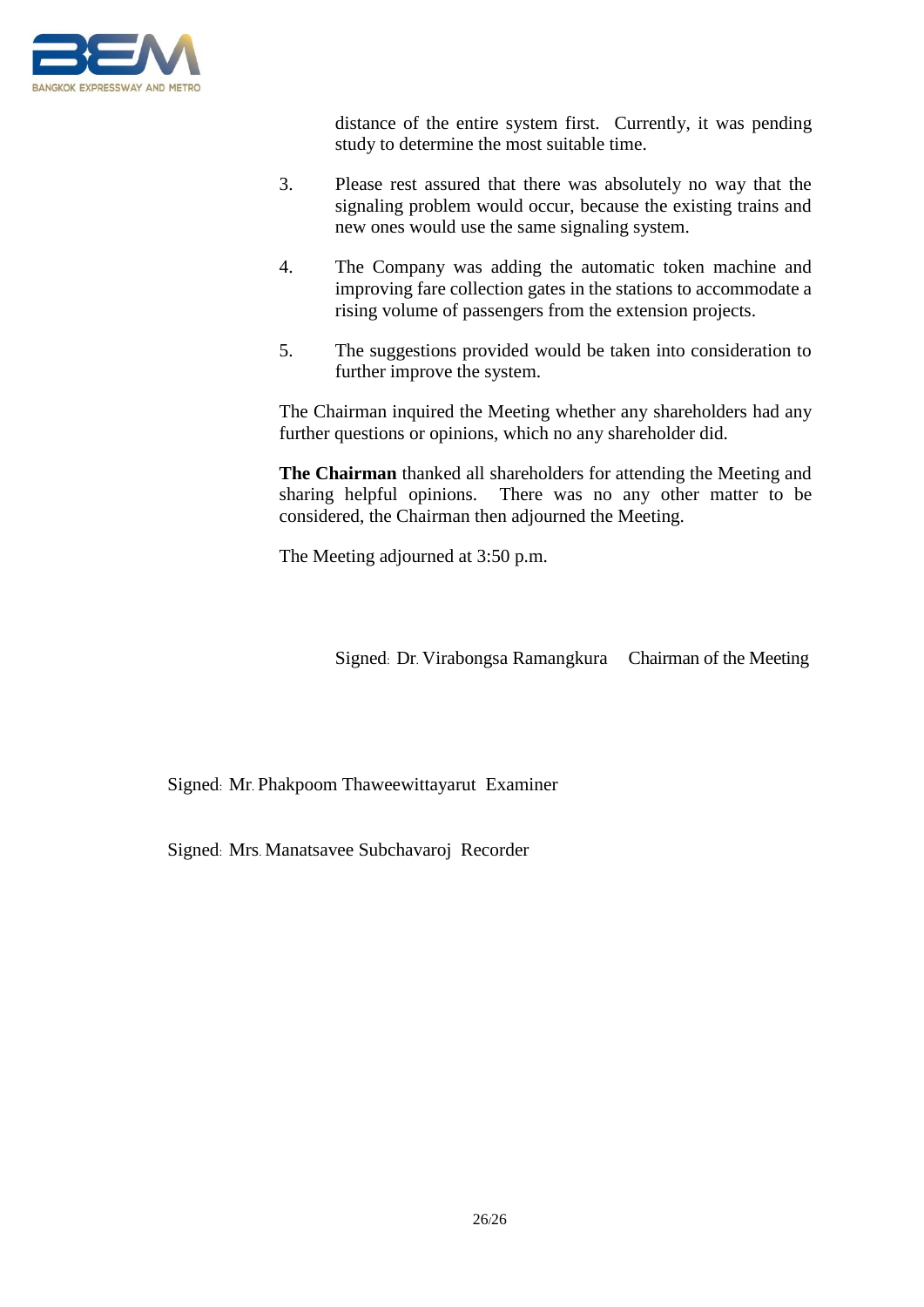distance of the entire system first. Currently, it was pending study to determine the most suitable time.

3. Please rest assured that there was absolutely no way that the signaling problem would occur, because the existing trains and new ones would use the same signaling system.

4. The Company was adding the automatic token machine and improving fare collection gates in the stations to accommodate a rising volume of passengers from the extension projects.

5. The suggestions provided would be taken into consideration to further improve the system.

The Chairman inquired the Meeting whether any shareholders had any further questions or opinions, which no any shareholder did.

**The Chairman** thanked all shareholders for attending the Meeting and sharing helpful opinions. There was no any other matter to be considered, the Chairman then adjourned the Meeting.

The Meeting adjourned at 3:50 p.m.

Signed: Dr. Virabongsa Ramangkura Chairman of the Meeting

Signed: Mr. Phakpoom Thaweewittayarut Examiner

Signed: Mrs. Manatsavee Subchavaroj Recorder